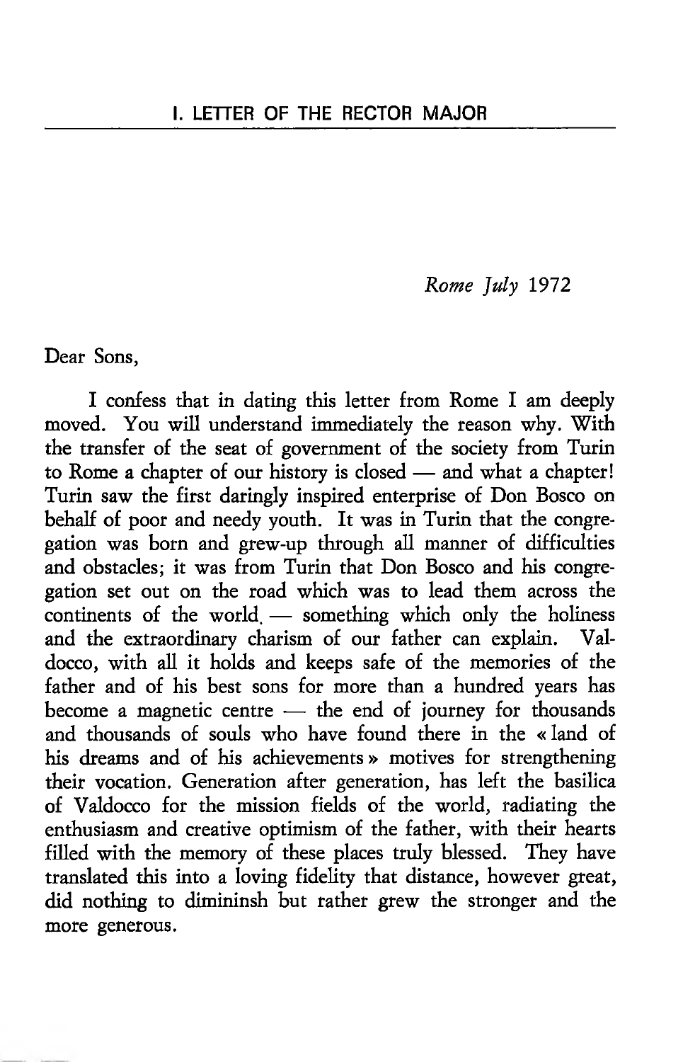# I. LETTER OF THE RECTOR MAJOR

*Rome July* 1972

Dear Sons,

I confess that in dating this letter from Rome I am deeply moved. You will understand immediately the reason why. With the transfer of the seat of government of the society from Turin to Rome a chapter of our history is closed — and what a chapter! Turin saw the first daringly inspired enterprise of Don Bosco on behalf of poor and needy youth. It was in Turin that the congregation was born and grew-up through all manner of difficulties and obstacles; it was from Turin that Don Bosco and his congregation set out on the road which was to lead them across the continents of the world. — something which only the holiness and the extraordinary charism of our father can explain. Valdocco, with all it holds and keeps safe of the memories of the father and of his best sons for more than a hundred years has become a magnetic centre — the end of journey for thousands and thousands of souls who have found there in the « land of his dreams and of his achievements » motives for strengthening their vocation. Generation after generation, has left the basilica of Valdocco for the mission fields of the world, radiating the enthusiasm and creative optimism of the father, with their hearts filled with the memory of these places truly blessed. They have translated this into a loving fidelity that distance, however great, did nothing to dimininsh but rather grew the stronger and the more generous.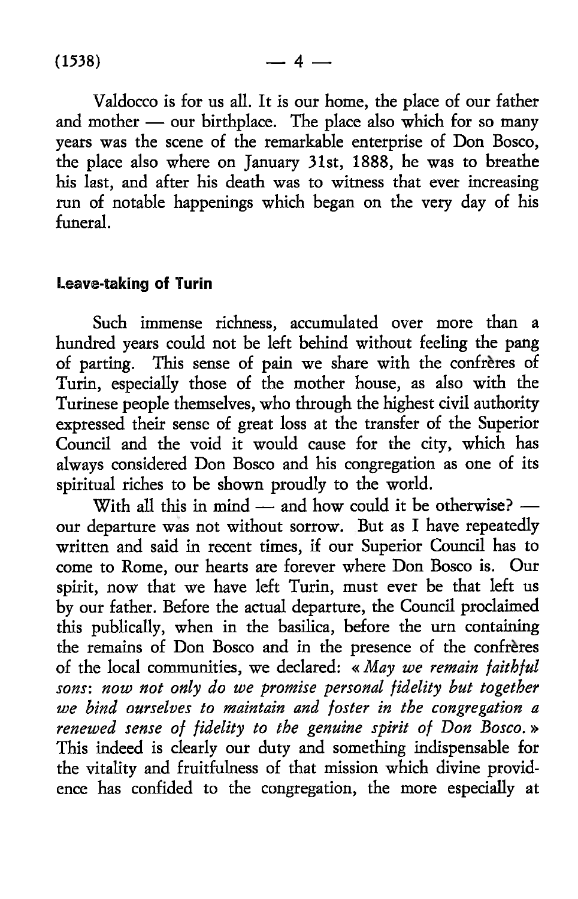Valdocco is for us all. It is our home, the place of our father and mother — our birthplace. The place also which for so many years was the scene of the remarkable enterprise of Don Bosco, the place also where on January 31st, 1888, he was to breathe his last, and after his death was to witness that ever increasing run of notable happenings which began on the very day of his funeral.

## Leave-taking of Turin

Such immense richness, accumulated over more than a hundred years could not be left behind without feeling the pang of parting. This sense of pain we share with the confrères of Turin, especially those of the mother house, as also with the Turinese people themselves, who through the highest civil authority expressed their sense of great loss at the transfer of the Superior Council and the void it would cause for the city, which has always considered Don Bosco and his congregation as one of its spiritual riches to be shown proudly to the world.

With all this in mind — and how could it be otherwise? — our departure was not without sorrow. But as I have repeatedly written and said in recent times, if our Superior Council has to come to Rome, our hearts are forever where Don Bosco is. Our spirit, now that we have left Turin, must ever be that left us by our father. Before the actual departure, the Council proclaimed this publically, when in the basilica, before the urn containing the remains of Don Bosco and in the presence of the confrères of the local communities, we declared: « *May we remain faithful sons: now not only do we promise personal fidelity but together we bind ourselves to maintain and foster in the congregation a renewed sense of fidelity to the genuine spirit of Don Bosco.* » This indeed is clearly our duty and something indispensable for the vitality and fruitfulness of that mission which divine providence has confided to the congregation, the more especially at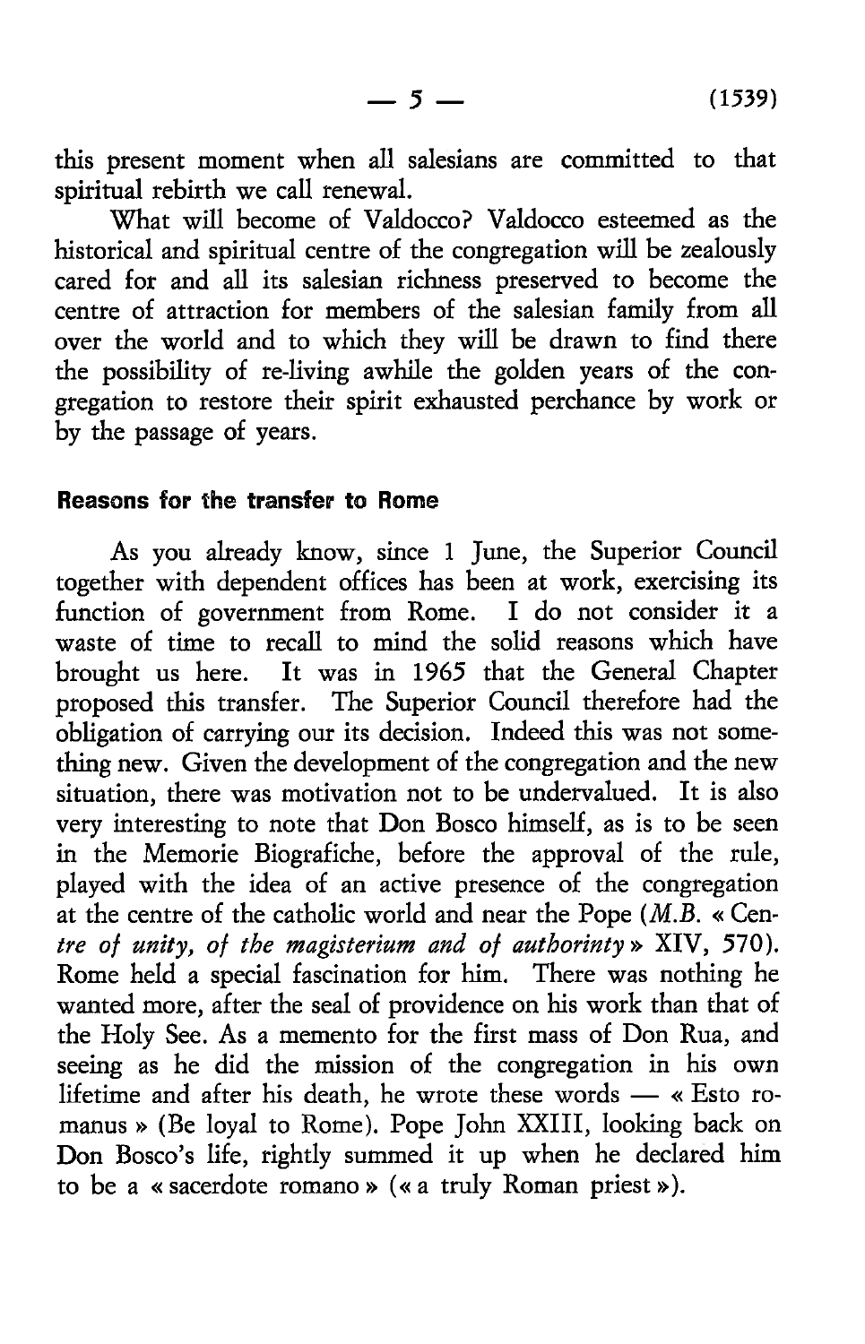this present moment when all salesians are committed to that spiritual rebirth we call renewal.

What will become of Valdocco? Valdocco esteemed as the historical and spiritual centre of the congregation will be zealously cared for and all its salesian richness preserved to become the centre of attraction for members of the salesian family from all over the world and to which they will be drawn to find there the possibility of re-living awhile the golden years of the congregation to restore their spirit exhausted perchance by work or by the passage of years.

### Reasons for the transfer to Rome

As you already know, since 1 June, the Superior Council together with dependent offices has been at work, exercising its function of government from Rome. I do not consider it a waste of time to recall to mind the solid reasons which have brought us here. It was in 1965 that the General Chapter proposed this transfer. The Superior Council therefore had the obligation of carrying our its decision. Indeed this was not something new. Given the development of the congregation and the new situation, there was motivation not to be undervalued. It is also very interesting to note that Don Bosco himself, as is to be seen in the Memorie Biografiche, before the approval of the rule, played with the idea of an active presence of the congregation at the centre of the catholic world and near the Pope (*M.B.* « *Centre of unity, of the magisterium and of authorinty* » XIV, 570). Rome held a special fascination for him. There was nothing he wanted more, after the seal of providence on his work than that of the Holy See. As a memento for the first mass of Don Rua, and seeing as he did the mission of the congregation in his own lifetime and after his death, he wrote these words — « Esto romanus » (Be loyal to Rome). Pope John XXIII, looking back on Don Bosco's life, rightly summed it up when he declared him to be a « sacerdote romano » (« a truly Roman priest »).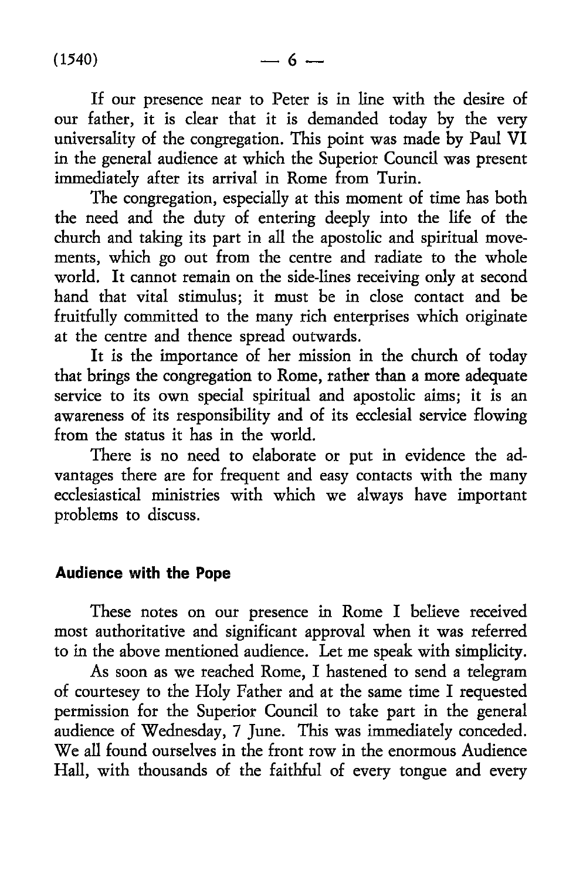If our presence near to Peter is in line with the desire of our father, it is clear that it is demanded today by the very universality of the congregation. This point was made by Paul VI in the general audience at which the Superior Council was present immediately after its arrival in Rome from Turin.

The congregation, especially at this moment of time has both the need and the duty of entering deeply into the life of the church and taking its part in all the apostolic and spiritual movements, which go out from the centre and radiate to the whole world. It cannot remain on the side-lines receiving only at second hand that vital stimulus; it must be in close contact and be fruitfully committed to the many rich enterprises which originate at the centre and thence spread outwards.

It is the importance of her mission in the church of today that brings the congregation to Rome, rather than a more adequate service to its own special spiritual and apostolic aims; it is an awareness of its responsibility and of its ecclesial service flowing from the status it has in the world.

There is no need to elaborate or put in evidence the advantages there are for frequent and easy contacts with the many ecclesiastical ministries with which we always have important problems to discuss.

## Audience with the Pope

These notes on our presence in Rome I believe received most authoritative and significant approval when it was referred to in the above mentioned audience. Let me speak with simplicity.

As soon as we reached Rome, I hastened to send a telegram of courtesey to the Holy Father and at the same time I requested permission for the Superior Council to take part in the general audience of Wednesday, 7 June. This was immediately conceded. We all found ourselves in the front row in the enormous Audience Hall, with thousands of the faithful of every tongue and every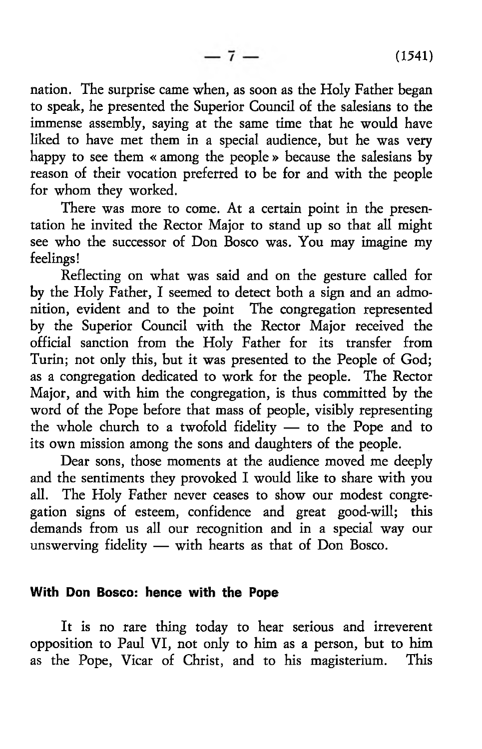nation. The surprise came when, as soon as the Holy Father began to speak, he presented the Superior Council of the salesians to the immense assembly, saying at the same time that he would have liked to have met them in a special audience, but he was very happy to see them « among the people » because the salesians by reason of their vocation preferred to be for and with the people for whom they worked.

There was more to come. At a certain point in the presentation he invited the Rector Major to stand up so that all might see who the successor of Don Bosco was. You may imagine my feelings!

Reflecting on what was said and on the gesture called for by the Holy Father, I seemed to detect both a sign and an admonition, evident and to the point The congregation represented by the Superior Council with the Rector Major received the official sanction from the Holy Father for its transfer from Turin; not only this, but it was presented to the People of God; as a congregation dedicated to work for the people. The Rector Major, and with him the congregation, is thus committed by the word of the Pope before that mass of people, visibly representing the whole church to a twofold fidelity — to the Pope and to its own mission among the sons and daughters of the people.

Dear sons, those moments at the audience moved me deeply and the sentiments they provoked I would like to share with you all. The Holy Father never ceases to show our modest congregation signs of esteem, confidence and great good-will; this demands from us all our recognition and in a special way our unswerving fidelity — with hearts as that of Don Bosco.

## With Don Bosco: hence with the Pope

It is no rare thing today to hear serious and irreverent opposition to Paul VI, not only to him as a person, but to him as the Pope, Vicar of Christ, and to his magisterium. This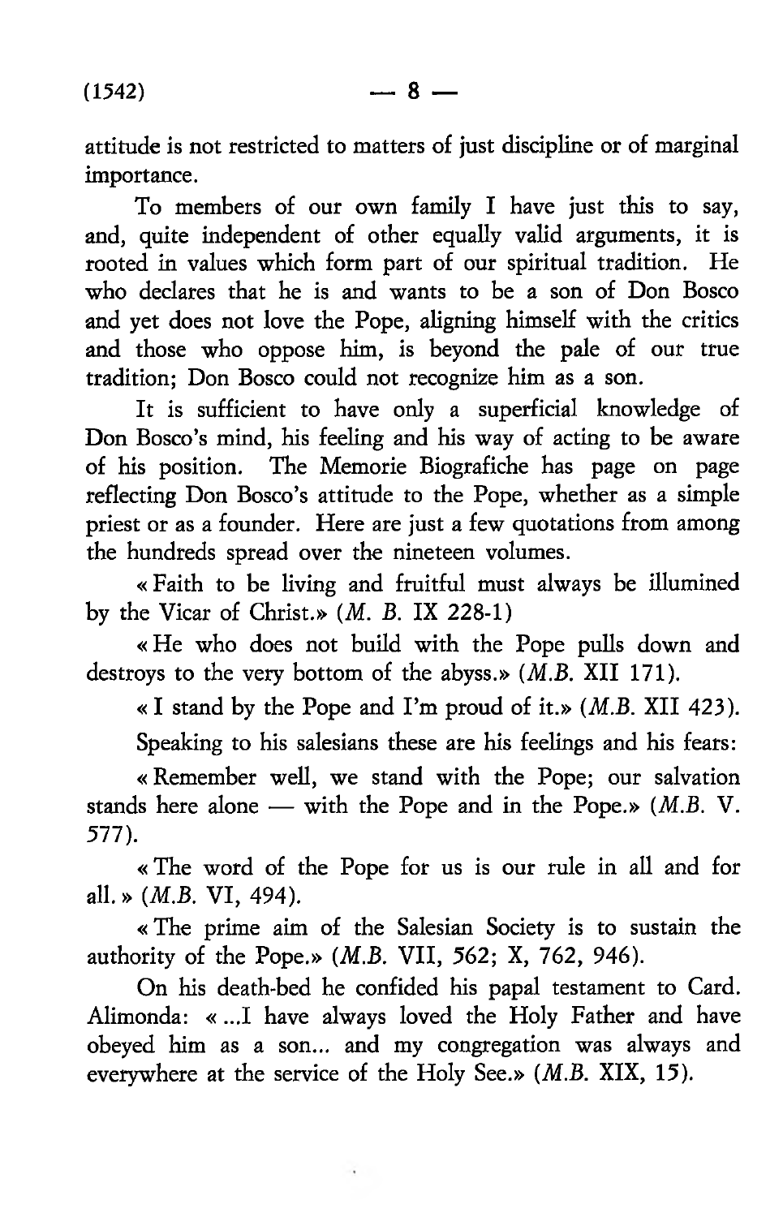attitude is not restricted to matters of just discipline or of marginal importance.

To members of our own family I have just this to say, and, quite independent of other equally valid arguments, it is rooted in values which form part of our spiritual tradition. He who declares that he is and wants to be a son of Don Bosco and yet does not love the Pope, aligning himself with the critics and those who oppose him, is beyond the pale of our true tradition; Don Bosco could not recognize him as a son.

It is sufficient to have only a superficial knowledge of Don Bosco's mind, his feeling and his way of acting to be aware of his position. The Memorie Biografiche has page on page reflecting Don Bosco's attitude to the Pope, whether as a simple priest or as a founder. Here are just a few quotations from among the hundreds spread over the nineteen volumes.

« Faith to be living and fruitful must always be illumined by the Vicar of Christ.» (*M. B.* IX 228-1)

« He who does not build with the Pope pulls down and destroys to the very bottom of the abyss.» (*M.B.* XII 171).

« I stand by the Pope and I'm proud of it.» (*M.B.* XII 423).

Speaking to his salesians these are his feelings and his fears:

« Remember well, we stand with the Pope; our salvation stands here alone — with the Pope and in the Pope.» (*M.B.* V. 577).

« The word of the Pope for us is our rule in all and for all. » (*M.B.* VI, 494).

« The prime aim of the Salesian Society is to sustain the authority of the Pope.» (*M.B.* VII, 562; X, 762, 946).

On his death-bed he confided his papal testament to Card. Alimonda: « ...I have always loved the Holy Father and have obeyed him as a son... and my congregation was always and everywhere at the service of the Holy See.» (*M.B.* XIX, 15).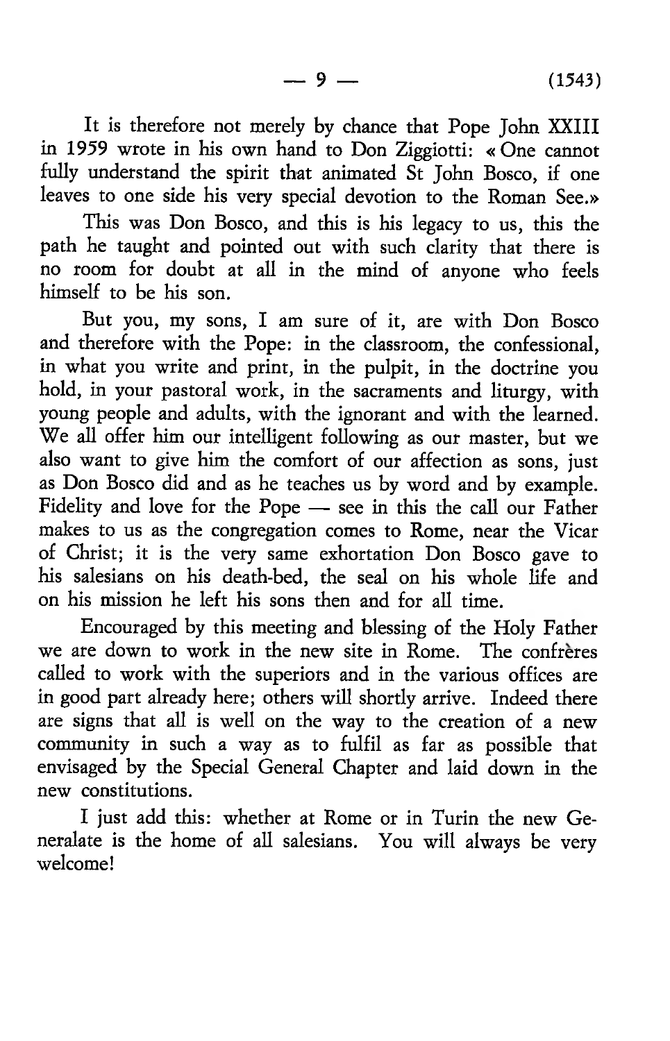It is therefore not merely by chance that Pope John XXIII in 1959 wrote in his own hand to Don Ziggiotti: « One cannot fully understand the spirit that animated St John Bosco, if one leaves to one side his very special devotion to the Roman See.»

This was Don Bosco, and this is his legacy to us, this the path he taught and pointed out with such clarity that there is no room for doubt at all in the mind of anyone who feels himself to be his son.

But you, my sons, I am sure of it, are with Don Bosco and therefore with the Pope: in the classroom, the confessional, in what you write and print, in the pulpit, in the doctrine you hold, in your pastoral work, in the sacraments and liturgy, with young people and adults, with the ignorant and with the learned. We all offer him our intelligent following as our master, but we also want to give him the comfort of our affection as sons, just as Don Bosco did and as he teaches us by word and by example. Fidelity and love for the Pope — see in this the call our Father makes to us as the congregation comes to Rome, near the Vicar of Christ; it is the very same exhortation Don Bosco gave to his salesians on his death-bed, the seal on his whole life and on his mission he left his sons then and for all time.

Encouraged by this meeting and blessing of the Holy Father we are down to work in the new site in Rome. The confrères called to work with the superiors and in the various offices are in good part already here; others will shortly arrive. Indeed there are signs that all is well on the way to the creation of a new community in such a way as to fulfil as far as possible that envisaged by the Special General Chapter and laid down in the new constitutions.

I just add this: whether at Rome or in Turin the new Generalate is the home of all salesians. You will always be very welcome!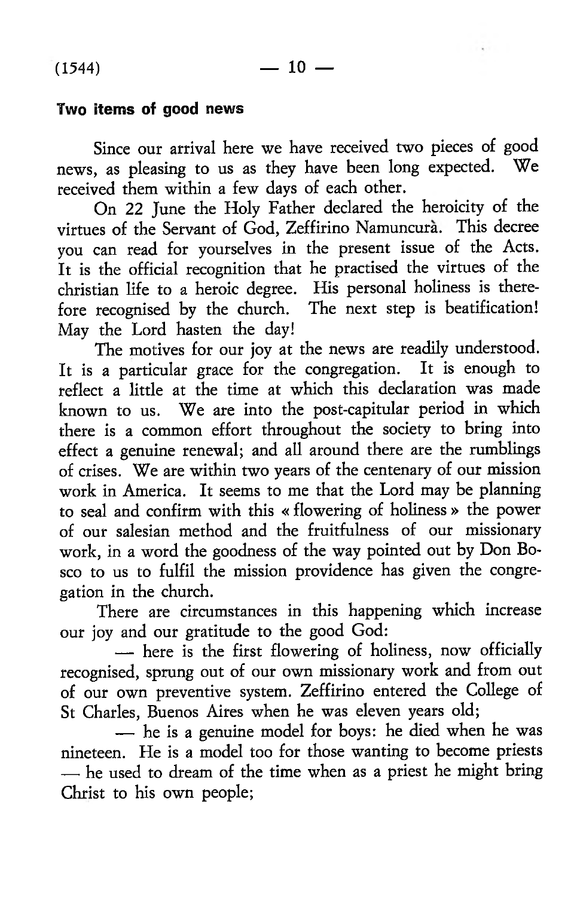### Two items of good news

Since our arrival here we have received two pieces of good news, as pleasing to us as they have been long expected. We received them within a few days of each other.

On 22 June the Holy Father declared the heroicity of the virtues of the Servant of God, Zeffirino Namuncurà. This decree you can read for yourselves in the present issue of the Acts. It is the official recognition that he practised the virtues of the christian life to a heroic degree. His personal holiness is therefore recognised by the church. The next step is beatification! May the Lord hasten the day!

The motives for our joy at the news are readily understood. It is a particular grace for the congregation. It is enough to reflect a little at the time at which this declaration was made known to us. We are into the post-capitular period in which there is a common effort throughout the society to bring into effect a genuine renewal; and all around there are the rumblings of crises. We are within two years of the centenary of our mission work in America. It seems to me that the Lord may be planning to seal and confirm with this « flowering of holiness » the power of our salesian method and the fruitfulness of our missionary work, in a word the goodness of the way pointed out by Don Bosco to us to fulfil the mission providence has given the congregation in the church.

There are circumstances in this happening which increase our joy and our gratitude to the good God:

— here is the first flowering of holiness, now officially recognised, sprung out of our own missionary work and from out of our own preventive system. Zeffirino entered the College of St Charles, Buenos Aires when he was eleven years old;

— he is a genuine model for boys: he died when he was nineteen. He is a model too for those wanting to become priests — he used to dream of the time when as a priest he might bring Christ to his own people;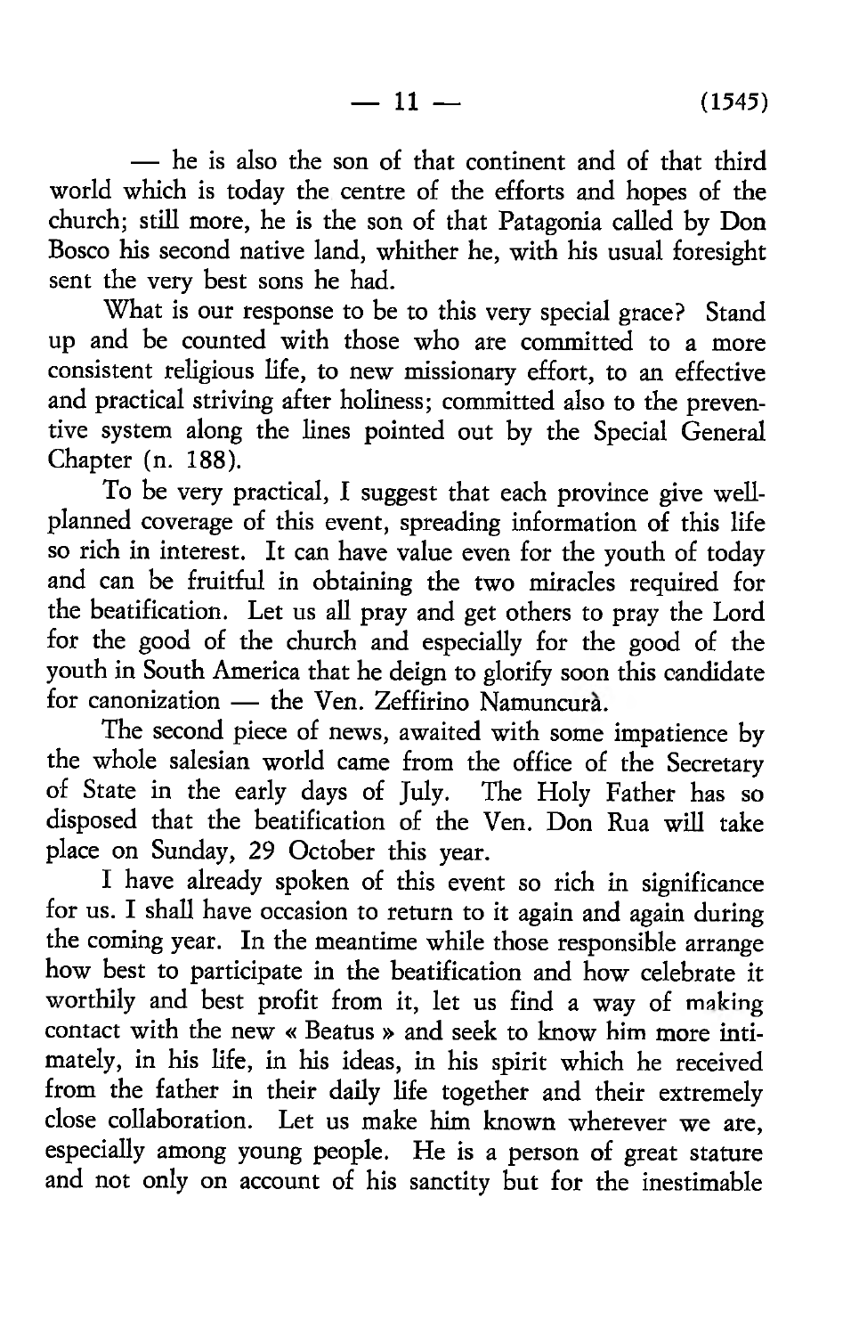— he is also the son of that continent and of that third world which is today the centre of the efforts and hopes of the church; still more, he is the son of that Patagonia called by Don Bosco his second native land, whither he, with his usual foresight sent the very best sons he had.

What is our response to be to this very special grace? Stand up and be counted with those who are committed to a more consistent religious life, to new missionary effort, to an effective and practical striving after holiness; committed also to the preventive system along the lines pointed out by the Special General Chapter (n. 188).

To be very practical, I suggest that each province give well-planned coverage of this event, spreading information of this life so rich in interest. It can have value even for the youth of today and can be fruitful in obtaining the two miracles required for the beatification. Let us all pray and get others to pray the Lord for the good of the church and especially for the good of the youth in South America that he deign to glorify soon this candidate for canonization — the Ven. Zeffirino Namuncurà.

The second piece of news, awaited with some impatience by the whole salesian world came from the office of the Secretary of State in the early days of July. The Holy Father has so disposed that the beatification of the Ven. Don Rua will take place on Sunday, 29 October this year.

I have already spoken of this event so rich in significance for us. I shall have occasion to return to it again and again during the coming year. In the meantime while those responsible arrange how best to participate in the beatification and how celebrate it worthily and best profit from it, let us find a way of making contact with the new « Beatus » and seek to know him more intimately, in his life, in his ideas, in his spirit which he received from the father in their daily life together and their extremely close collaboration. Let us make him known wherever we are, especially among young people. He is a person of great stature and not only on account of his sanctity but for the inestimable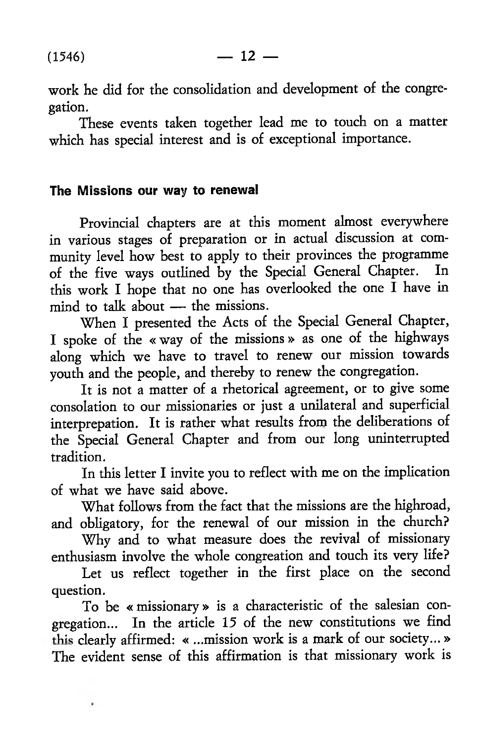work he did for the consolidation and development of the congregation.

These events taken together lead me to touch on a matter which has special interest and is of exceptional importance.

## The Missions our way to renewal

Provincial chapters are at this moment almost everywhere in various stages of preparation or in actual discussion at community level how best to apply to their provinces the programme of the five ways outlined by the Special General Chapter. In this work I hope that no one has overlooked the one I have in mind to talk about — the missions.

When I presented the Acts of the Special General Chapter, I spoke of the « way of the missions » as one of the highways along which we have to travel to renew our mission towards youth and the people, and thereby to renew the congregation.

It is not a matter of a rhetorical agreement, or to give some consolation to our missionaries or just a unilateral and superficial interprepation. It is rather what results from the deliberations of the Special General Chapter and from our long uninterrupted tradition.

In this letter I invite you to reflect with me on the implication of what we have said above.

What follows from the fact that the missions are the highroad, and obligatory, for the renewal of our mission in the church?

Why and to what measure does the revival of missionary enthusiasm involve the whole congreation and touch its very life?

Let us reflect together in the first place on the second question.

To be « missionary » is a characteristic of the salesian congregation... In the article 15 of the new constitutions we find this clearly affirmed: « ...mission work is a mark of our society... » The evident sense of this affirmation is that missionary work is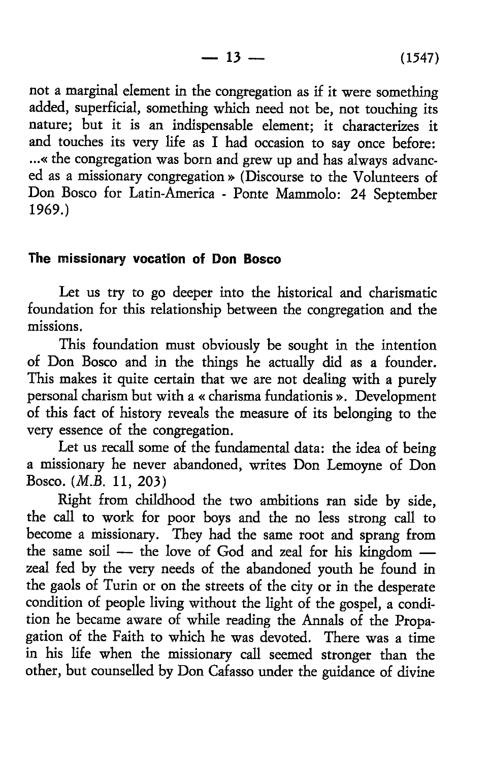not a marginal element in the congregation as if it were something added, superficial, something which need not be, not touching its nature; but it is an indispensable element; it characterizes it and touches its very life as I had occasion to say once before: ...« the congregation was born and grew up and has always advanced as a missionary congregation » (Discourse to the Volunteers of Don Bosco for Latin-America - Ponte Mammolo: 24 September 1969.)

## The missionary vocation of Don Bosco

Let us try to go deeper into the historical and charismatic foundation for this relationship between the congregation and the missions.

This foundation must obviously be sought in the intention of Don Bosco and in the things he actually did as a founder. This makes it quite certain that we are not dealing with a purely personal charism but with a « charisma fundationis ». Development of this fact of history reveals the measure of its belonging to the very essence of the congregation.

Let us recall some of the fundamental data: the idea of being a missionary he never abandoned, writes Don Lemoyne of Don Bosco. (*M.B.* 11, 203)

Right from childhood the two ambitions ran side by side, the call to work for poor boys and the no less strong call to become a missionary. They had the same root and sprang from the same soil — the love of God and zeal for his kingdom — zeal fed by the very needs of the abandoned youth he found in the gaols of Turin or on the streets of the city or in the desperate condition of people living without the light of the gospel, a condition he became aware of while reading the Annals of the Propagation of the Faith to which he was devoted. There was a time in his life when the missionary call seemed stronger than the other, but counselled by Don Cafasso under the guidance of divine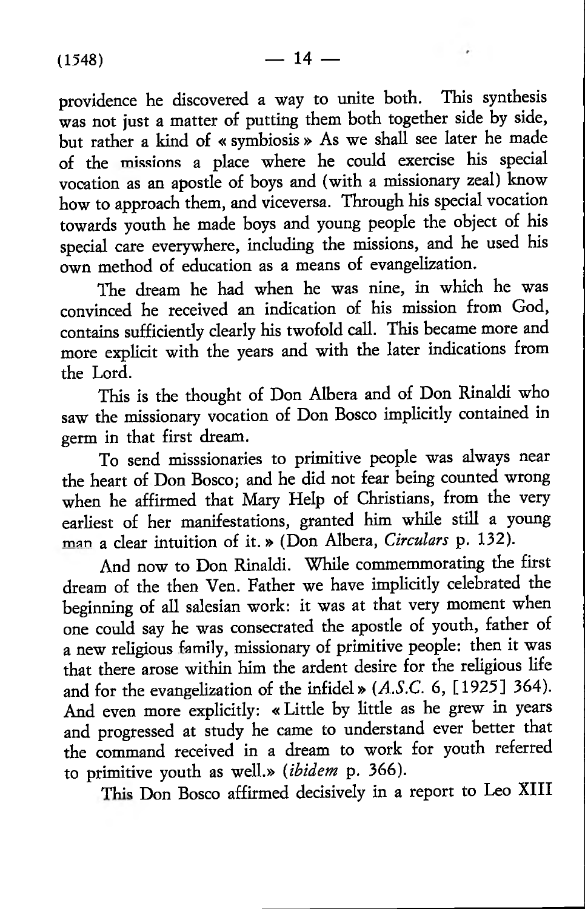providence he discovered a way to unite both. This synthesis was not just a matter of putting them both together side by side, but rather a kind of « symbiosis » As we shall see later he made of the missions a place where he could exercise his special vocation as an apostle of boys and (with a missionary zeal) know how to approach them, and viceversa. Through his special vocation towards youth he made boys and young people the object of his special care everywhere, including the missions, and he used his own method of education as a means of evangelization.

The dream he had when he was nine, in which he was convinced he received an indication of his mission from God, contains sufficiently clearly his twofold call. This became more and more explicit with the years and with the later indications from the Lord.

This is the thought of Don Albera and of Don Rinaldi who saw the missionary vocation of Don Bosco implicitly contained in germ in that first dream.

To send misssionaries to primitive people was always near the heart of Don Bosco; and he did not fear being counted wrong when he affirmed that Mary Help of Christians, from the very earliest of her manifestations, granted him while still a young man a clear intuition of it. » (Don Albera, *Circulars* p. 132).

And now to Don Rinaldi. While commemmorating the first dream of the then Ven. Father we have implicitly celebrated the beginning of all salesian work: it was at that very moment when one could say he was consecrated the apostle of youth, father of a new religious family, missionary of primitive people: then it was that there arose within him the ardent desire for the religious life and for the evangelization of the infidel » (*A.S.C.* 6, [1925] 364). And even more explicitly: « Little by little as he grew in years and progressed at study he came to understand ever better that the command received in a dream to work for youth referred to primitive youth as well.» (*ibidem* p. 366).

This Don Bosco affirmed decisively in a report to Leo XIII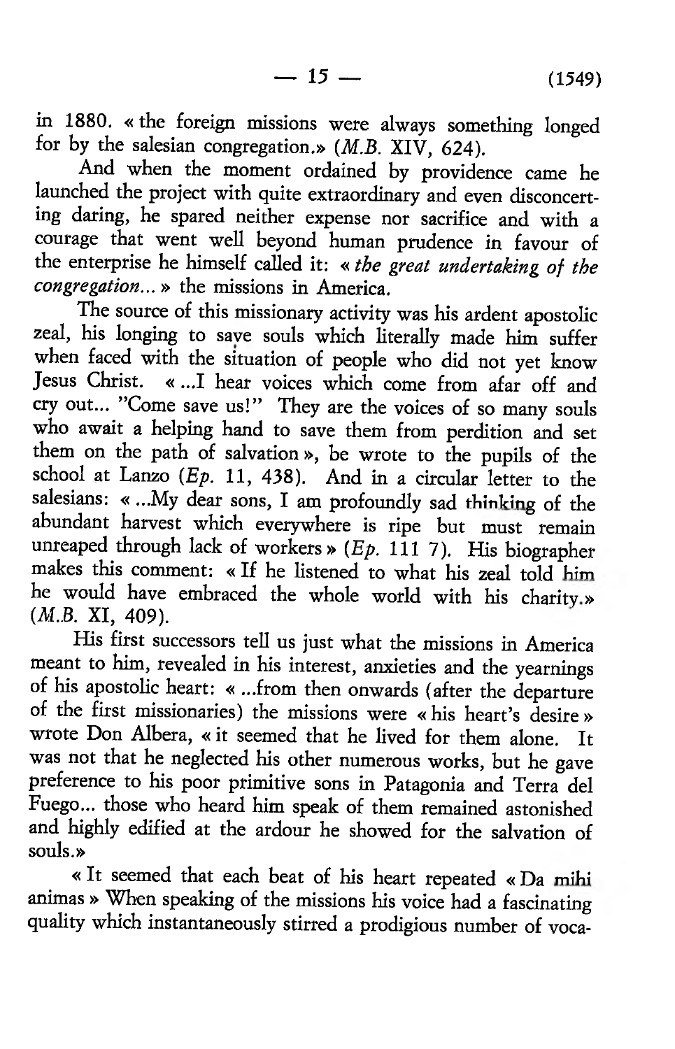in 1880. « the foreign missions were always something longed for by the salesian congregation.» (*M.B.* XIV, 624).

And when the moment ordained by providence came he launched the project with quite extraordinary and even disconcerting daring, he spared neither expense nor sacrifice and with a courage that went well beyond human prudence in favour of the enterprise he himself called it: « *the great undertaking of the congregation...* » the missions in America.

The source of this missionary activity was his ardent apostolic zeal, his longing to save souls which literally made him suffer when faced with the situation of people who did not yet know Jesus Christ. « ...I hear voices which come from afar off and cry out... "Come save us!" They are the voices of so many souls who await a helping hand to save them from perdition and set them on the path of salvation », be wrote to the pupils of the school at Lanzo (*Ep.* 11, 438). And in a circular letter to the salesians: « ...My dear sons, I am profoundly sad thinking of the abundant harvest which everywhere is ripe but must remain unreaped through lack of workers » (*Ep.* 111 7). His biographer makes this comment: « If he listened to what his zeal told him he would have embraced the whole world with his charity.» (*M.B.* XI, 409).

His first successors tell us just what the missions in America meant to him, revealed in his interest, anxieties and the yearnings of his apostolic heart: « ...from then onwards (after the departure of the first missionaries) the missions were « his heart's desire » wrote Don Albera, « it seemed that he lived for them alone. It was not that he neglected his other numerous works, but he gave preference to his poor primitive sons in Patagonia and Terra del Fuego... those who heard him speak of them remained astonished and highly edified at the ardour he showed for the salvation of souls.»

« It seemed that each beat of his heart repeated « Da mihi animas » When speaking of the missions his voice had a fascinating quality which instantaneously stirred a prodigious number of voca-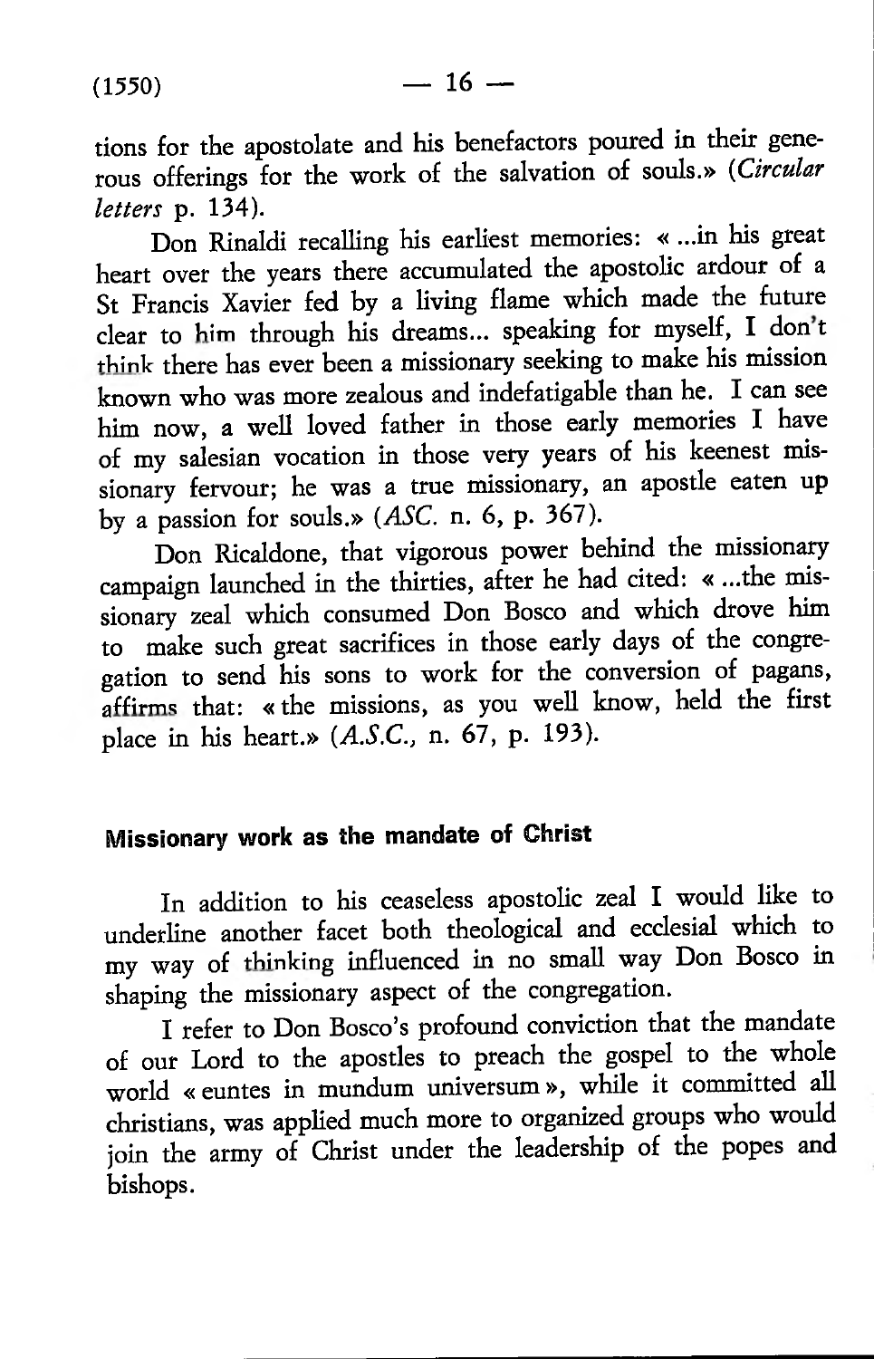tions for the apostolate and his benefactors poured in their generous offerings for the work of the salvation of souls.» (*Circular letters* p. 134).

Don Rinaldi recalling his earliest memories: « ...in his great heart over the years there accumulated the apostolic ardour of a St Francis Xavier fed by a living flame which made the future clear to him through his dreams... speaking for myself, I don't think there has ever been a missionary seeking to make his mission known who was more zealous and indefatigable than he. I can see him now, a well loved father in those early memories I have of my salesian vocation in those very years of his keenest missionary fervour; he was a true missionary, an apostle eaten up by a passion for souls.» (*ASC.* n. 6, p. 367).

Don Ricaldone, that vigorous power behind the missionary campaign launched in the thirties, after he had cited: « ...the missionary zeal which consumed Don Bosco and which drove him to make such great sacrifices in those early days of the congregation to send his sons to work for the conversion of pagans, affirms that: « the missions, as you well know, held the first place in his heart.» (*A.S.C.*, n. 67, p. 193).

## Missionary work as the mandate of Christ

In addition to his ceaseless apostolic zeal I would like to underline another facet both theological and ecclesial which to my way of thinking influenced in no small way Don Bosco in shaping the missionary aspect of the congregation.

I refer to Don Bosco's profound conviction that the mandate of our Lord to the apostles to preach the gospel to the whole world « euntes in mundum universum », while it committed all christians, was applied much more to organized groups who would join the army of Christ under the leadership of the popes and bishops.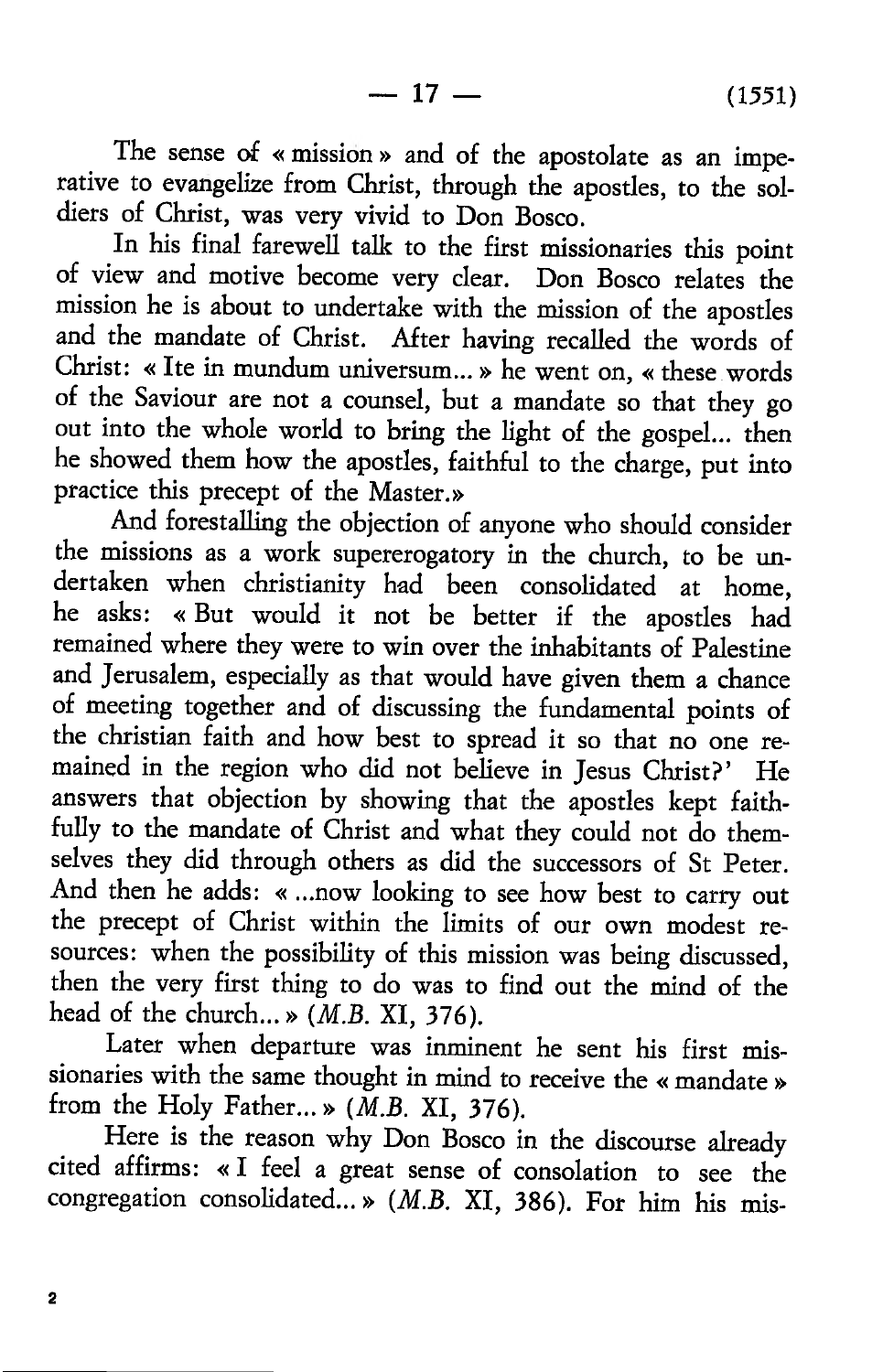The sense of « mission » and of the apostolate as an imperative to evangelize from Christ, through the apostles, to the soldiers of Christ, was very vivid to Don Bosco.

In his final farewell talk to the first missionaries this point of view and motive become very clear. Don Bosco relates the mission he is about to undertake with the mission of the apostles and the mandate of Christ. After having recalled the words of Christ: « Ite in mundum universum... » he went on, « these words of the Saviour are not a counsel, but a mandate so that they go out into the whole world to bring the light of the gospel... then he showed them how the apostles, faithful to the charge, put into practice this precept of the Master.»

And forestalling the objection of anyone who should consider the missions as a work supererogatory in the church, to be undertaken when christianity had been consolidated at home, he asks: « But would it not be better if the apostles had remained where they were to win over the inhabitants of Palestine and Jerusalem, especially as that would have given them a chance of meeting together and of discussing the fundamental points of the christian faith and how best to spread it so that no one remained in the region who did not believe in Jesus Christ?' He answers that objection by showing that the apostles kept faithfully to the mandate of Christ and what they could not do themselves they did through others as did the successors of St Peter. And then he adds: « ...now looking to see how best to carry out the precept of Christ within the limits of our own modest resources: when the possibility of this mission was being discussed, then the very first thing to do was to find out the mind of the head of the church... » (*M.B.* XI, 376).

Later when departure was inminent he sent his first missionaries with the same thought in mind to receive the « mandate » from the Holy Father... » (*M.B.* XI, 376).

Here is the reason why Don Bosco in the discourse already cited affirms: « I feel a great sense of consolation to see the congregation consolidated... » (*M.B.* XI, 386). For him his mis-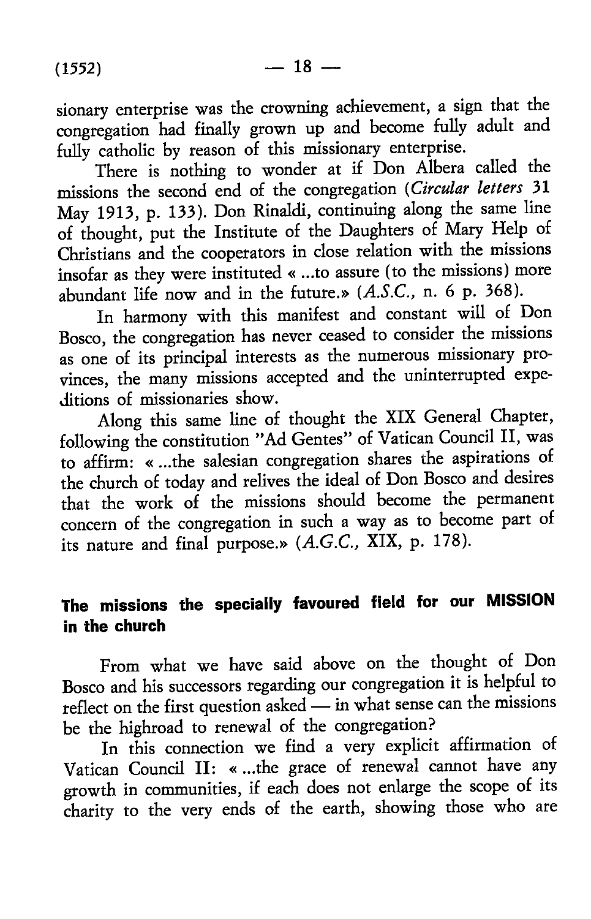sionary enterprise was the crowning achievement, a sign that the congregation had finally grown up and become fully adult and fully catholic by reason of this missionary enterprise.

There is nothing to wonder at if Don Albera called the missions the second end of the congregation (*Circular letters* 31 May 1913, p. 133). Don Rinaldi, continuing along the same line of thought, put the Institute of the Daughters of Mary Help of Christians and the cooperators in close relation with the missions insofar as they were instituted « ...to assure (to the missions) more abundant life now and in the future.» (*A.S.C.*, n. 6 p. 368).

In harmony with this manifest and constant will of Don Bosco, the congregation has never ceased to consider the missions as one of its principal interests as the numerous missionary provinces, the many missions accepted and the uninterrupted expeditions of missionaries show.

Along this same line of thought the XIX General Chapter, following the constitution "Ad Gentes" of Vatican Council II, was to affirm: « ...the salesian congregation shares the aspirations of the church of today and relives the ideal of Don Bosco and desires that the work of the missions should become the permanent concern of the congregation in such a way as to become part of its nature and final purpose.» (*A.G.C.*, XIX, p. 178).

## The missions the specially favoured field for our MISSION in the church

From what we have said above on the thought of Don Bosco and his successors regarding our congregation it is helpful to reflect on the first question asked — in what sense can the missions be the highroad to renewal of the congregation?

In this connection we find a very explicit affirmation of Vatican Council II: « ...the grace of renewal cannot have any growth in communities, if each does not enlarge the scope of its charity to the very ends of the earth, showing those who are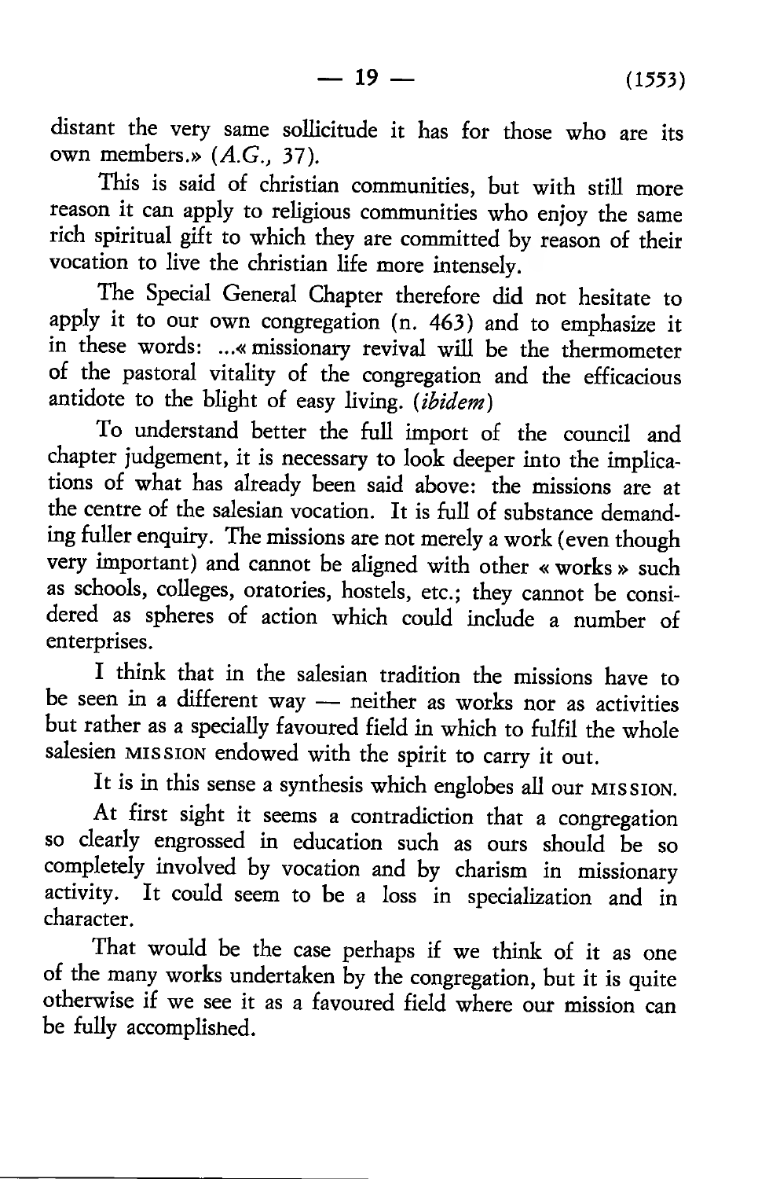distant the very same sollicitude it has for those who are its own members.» (*A.G.*, 37).

This is said of christian communities, but with still more reason it can apply to religious communities who enjoy the same rich spiritual gift to which they are committed by reason of their vocation to live the christian life more intensely.

The Special General Chapter therefore did not hesitate to apply it to our own congregation (n. 463) and to emphasize it in these words: ...« missionary revival will be the thermometer of the pastoral vitality of the congregation and the efficacious antidote to the blight of easy living. (*ibidem*)

To understand better the full import of the council and chapter judgement, it is necessary to look deeper into the implications of what has already been said above: the missions are at the centre of the salesian vocation. It is full of substance demanding fuller enquiry. The missions are not merely a work (even though very important) and cannot be aligned with other « works » such as schools, colleges, oratories, hostels, etc.; they cannot be considered as spheres of action which could include a number of enterprises.

I think that in the salesian tradition the missions have to be seen in a different way — neither as works nor as activities but rather as a specially favoured field in which to fulfil the whole salesien MISSION endowed with the spirit to carry it out.

It is in this sense a synthesis which englobes all our MISSION.

At first sight it seems a contradiction that a congregation so clearly engrossed in education such as ours should be so completely involved by vocation and by charism in missionary activity. It could seem to be a loss in specialization and in character.

That would be the case perhaps if we think of it as one of the many works undertaken by the congregation, but it is quite otherwise if we see it as a favoured field where our mission can be fully accomplished.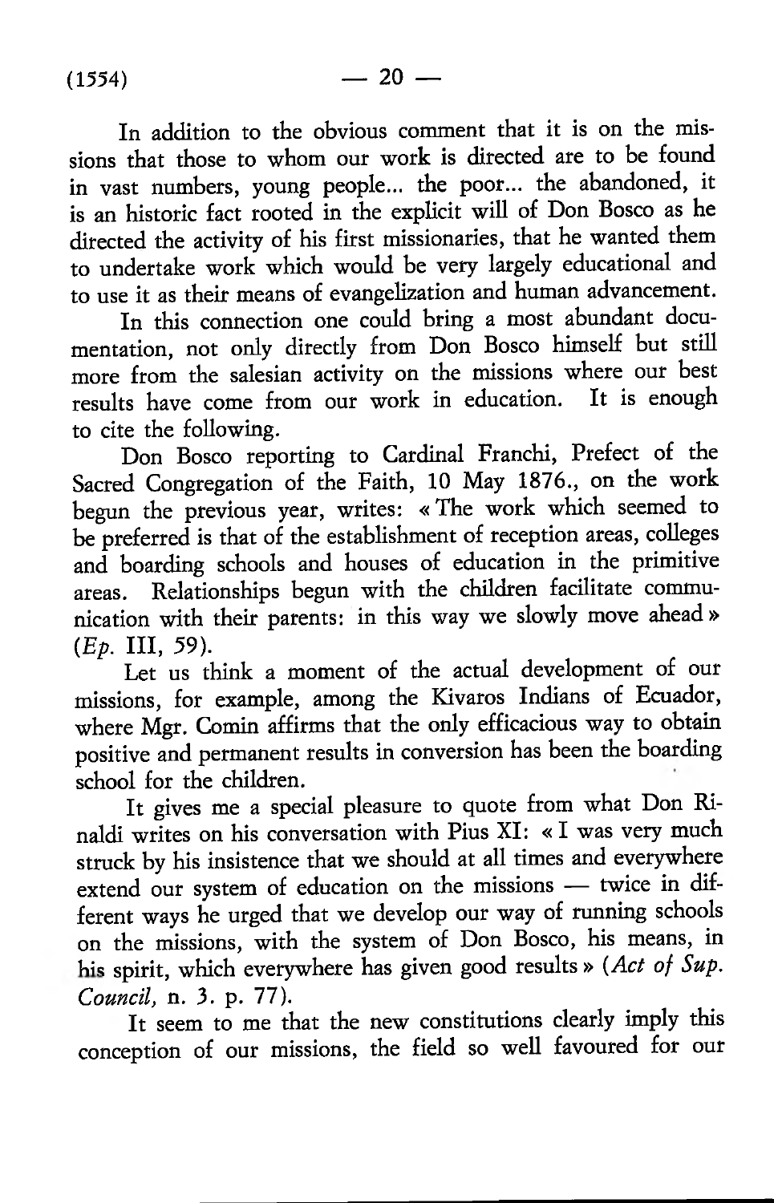In addition to the obvious comment that it is on the missions that those to whom our work is directed are to be found in vast numbers, young people... the poor... the abandoned, it is an historic fact rooted in the explicit will of Don Bosco as he directed the activity of his first missionaries, that he wanted them to undertake work which would be very largely educational and to use it as their means of evangelization and human advancement.

In this connection one could bring a most abundant documentation, not only directly from Don Bosco himself but still more from the salesian activity on the missions where our best results have come from our work in education. It is enough to cite the following.

Don Bosco reporting to Cardinal Franchi, Prefect of the Sacred Congregation of the Faith, 10 May 1876., on the work begun the previous year, writes: « The work which seemed to be preferred is that of the establishment of reception areas, colleges and boarding schools and houses of education in the primitive areas. Relationships begun with the children facilitate communication with their parents: in this way we slowly move ahead » (*Ep.* III, 59).

Let us think a moment of the actual development of our missions, for example, among the Kivaros Indians of Ecuador, where Mgr. Comin affirms that the only efficacious way to obtain positive and permanent results in conversion has been the boarding school for the children.

It gives me a special pleasure to quote from what Don Rinaldi writes on his conversation with Pius XI: « I was very much struck by his insistence that we should at all times and everywhere extend our system of education on the missions — twice in different ways he urged that we develop our way of running schools on the missions, with the system of Don Bosco, his means, in his spirit, which everywhere has given good results » (*Act of Sup. Council,* n. 3. p. 77).

It seem to me that the new constitutions clearly imply this conception of our missions, the field so well favoured for our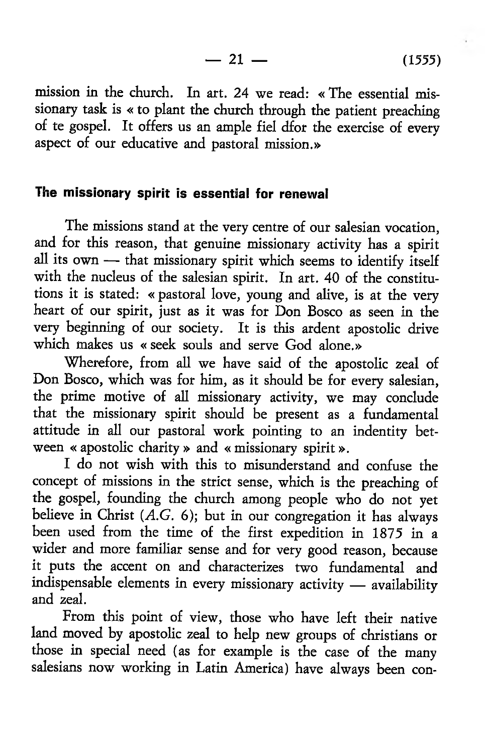mission in the church. In art. 24 we read: « The essential missionary task is « to plant the church through the patient preaching of te gospel. It offers us an ample fiel dfor the exercise of every aspect of our educative and pastoral mission.»

## The missionary spirit is essential for renewal

The missions stand at the very centre of our salesian vocation, and for this reason, that genuine missionary activity has a spirit all its own — that missionary spirit which seems to identify itself with the nucleus of the salesian spirit. In art. 40 of the constitutions it is stated: « pastoral love, young and alive, is at the very heart of our spirit, just as it was for Don Bosco as seen in the very beginning of our society. It is this ardent apostolic drive which makes us « seek souls and serve God alone.»

Wherefore, from all we have said of the apostolic zeal of Don Bosco, which was for him, as it should be for every salesian, the prime motive of all missionary activity, we may conclude that the missionary spirit should be present as a fundamental attitude in all our pastoral work pointing to an indentity between « apostolic charity » and « missionary spirit ».

I do not wish with this to misunderstand and confuse the concept of missions in the strict sense, which is the preaching of the gospel, founding the church among people who do not yet believe in Christ (*A.G.* 6); but in our congregation it has always been used from the time of the first expedition in 1875 in a wider and more familiar sense and for very good reason, because it puts the accent on and characterizes two fundamental and indispensable elements in every missionary activity — availability and zeal.

From this point of view, those who have left their native land moved by apostolic zeal to help new groups of christians or those in special need (as for example is the case of the many salesians now working in Latin America) have always been con-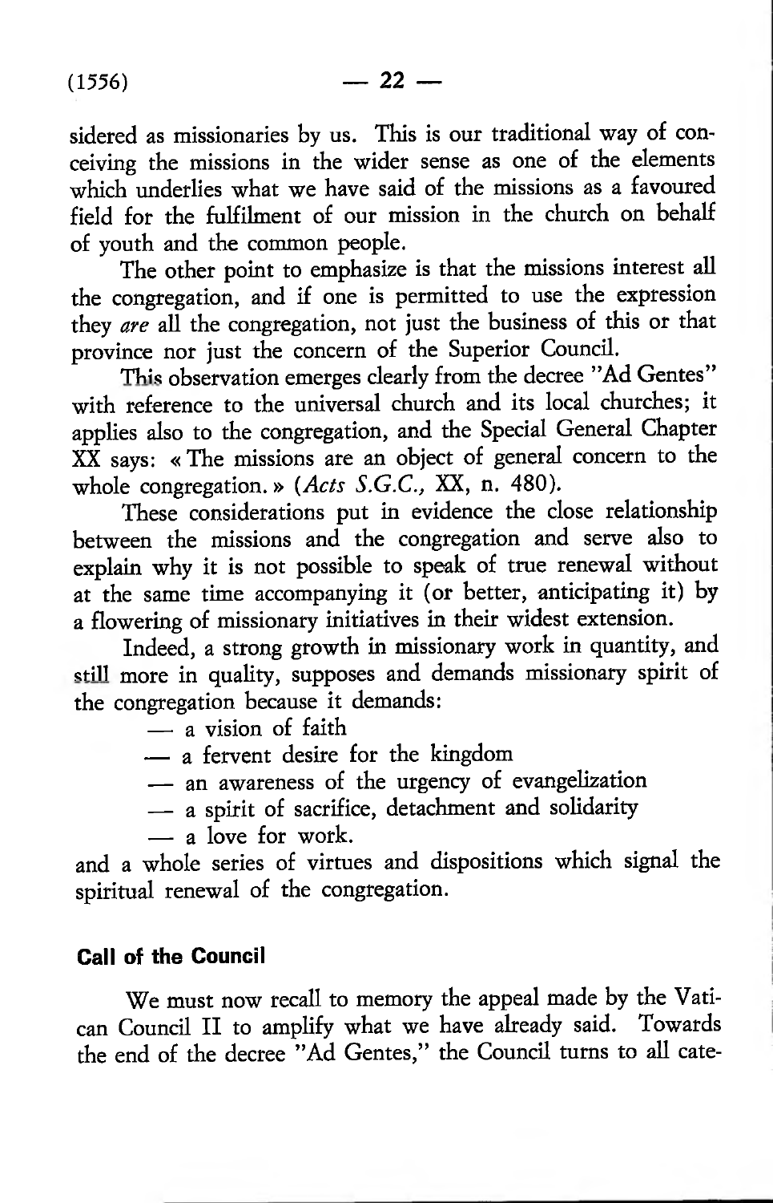sidered as missionaries by us. This is our traditional way of conceiving the missions in the wider sense as one of the elements which underlies what we have said of the missions as a favoured field for the fulfilment of our mission in the church on behalf of youth and the common people.

The other point to emphasize is that the missions interest all the congregation, and if one is permitted to use the expression they *are* all the congregation, not just the business of this or that province nor just the concern of the Superior Council.

This observation emerges clearly from the decree "Ad Gentes" with reference to the universal church and its local churches; it applies also to the congregation, and the Special General Chapter XX says: « The missions are an object of general concern to the whole congregation. » (*Acts S.G.C.,* XX, n. 480).

These considerations put in evidence the close relationship between the missions and the congregation and serve also to explain why it is not possible to speak of true renewal without at the same time accompanying it (or better, anticipating it) by a flowering of missionary initiatives in their widest extension.

Indeed, a strong growth in missionary work in quantity, and still more in quality, supposes and demands missionary spirit of the congregation because it demands:

- a vision of faith
- a fervent desire for the kingdom
- an awareness of the urgency of evangelization
- a spirit of sacrifice, detachment and solidarity
- a love for work.

and a whole series of virtues and dispositions which signal the spiritual renewal of the congregation.

### Call of the Council

We must now recall to memory the appeal made by the Vatican Council II to amplify what we have already said. Towards the end of the decree "Ad Gentes," the Council turns to all cate-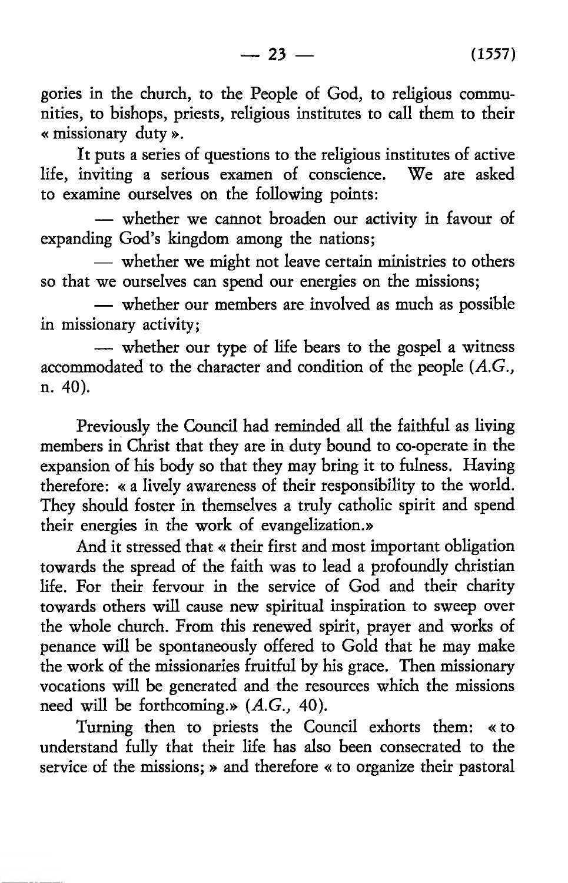gories in the church, to the People of God, to religious communities, to bishops, priests, religious institutes to call them to their « missionary duty ».

It puts a series of questions to the religious institutes of active life, inviting a serious examen of conscience. We are asked to examine ourselves on the following points:

— whether we cannot broaden our activity in favour of expanding God's kingdom among the nations;

— whether we might not leave certain ministries to others so that we ourselves can spend our energies on the missions;

— whether our members are involved as much as possible in missionary activity;

— whether our type of life bears to the gospel a witness accommodated to the character and condition of the people (*A.G.*, n. 40).

Previously the Council had reminded all the faithful as living members in Christ that they are in duty bound to co-operate in the expansion of his body so that they may bring it to fulness. Having therefore: « a lively awareness of their responsibility to the world. They should foster in themselves a truly catholic spirit and spend their energies in the work of evangelization.»

And it stressed that « their first and most important obligation towards the spread of the faith was to lead a profoundly christian life. For their fervour in the service of God and their charity towards others will cause new spiritual inspiration to sweep over the whole church. From this renewed spirit, prayer and works of penance will be spontaneously offered to Gold that he may make the work of the missionaries fruitful by his grace. Then missionary vocations will be generated and the resources which the missions need will be forthcoming.» (*A.G.,* 40).

Turning then to priests the Council exhorts them: « to understand fully that their life has also been consecrated to the service of the missions; » and therefore « to organize their pastoral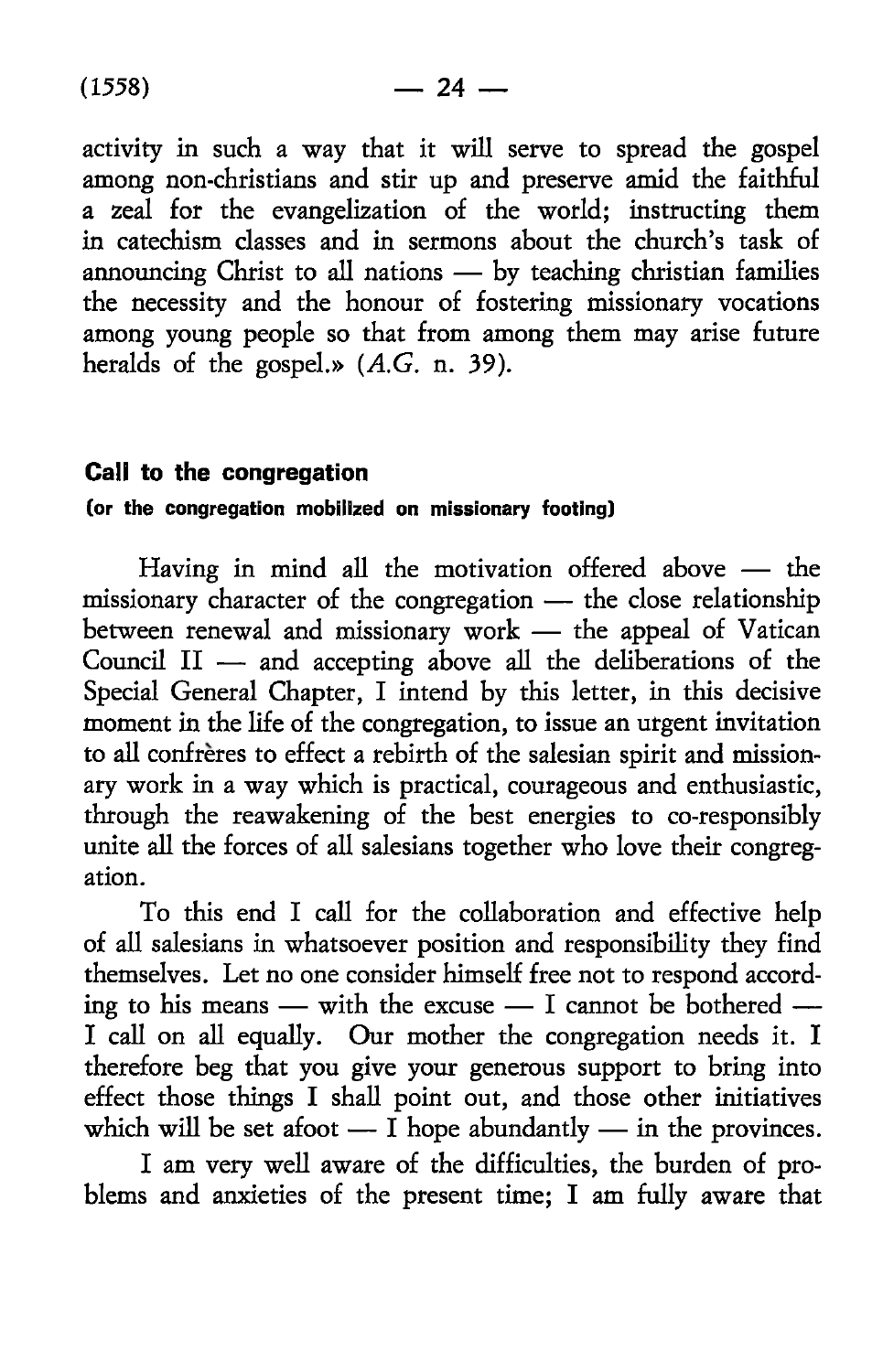activity in such a way that it will serve to spread the gospel among non-christians and stir up and preserve amid the faithful a zeal for the evangelization of the world; instructing them in catechism classes and in sermons about the church's task of announcing Christ to all nations — by teaching christian families the necessity and the honour of fostering missionary vocations among young people so that from among them may arise future heralds of the gospel.» (*A.G.* n. 39).

## Call to the congregation

**(or the congregation mobilized on missionary footing)**

Having in mind all the motivation offered above — the missionary character of the congregation — the close relationship between renewal and missionary work — the appeal of Vatican Council II — and accepting above all the deliberations of the Special General Chapter, I intend by this letter, in this decisive moment in the life of the congregation, to issue an urgent invitation to all confrères to effect a rebirth of the salesian spirit and missionary work in a way which is practical, courageous and enthusiastic, through the reawakening of the best energies to co-responsibly unite all the forces of all salesians together who love their congregation.

To this end I call for the collaboration and effective help of all salesians in whatsoever position and responsibility they find themselves. Let no one consider himself free not to respond according to his means — with the excuse — I cannot be bothered — I call on all equally. Our mother the congregation needs it. I therefore beg that you give your generous support to bring into effect those things I shall point out, and those other initiatives which will be set afoot — I hope abundantly — in the provinces.

I am very well aware of the difficulties, the burden of problems and anxieties of the present time; I am fully aware that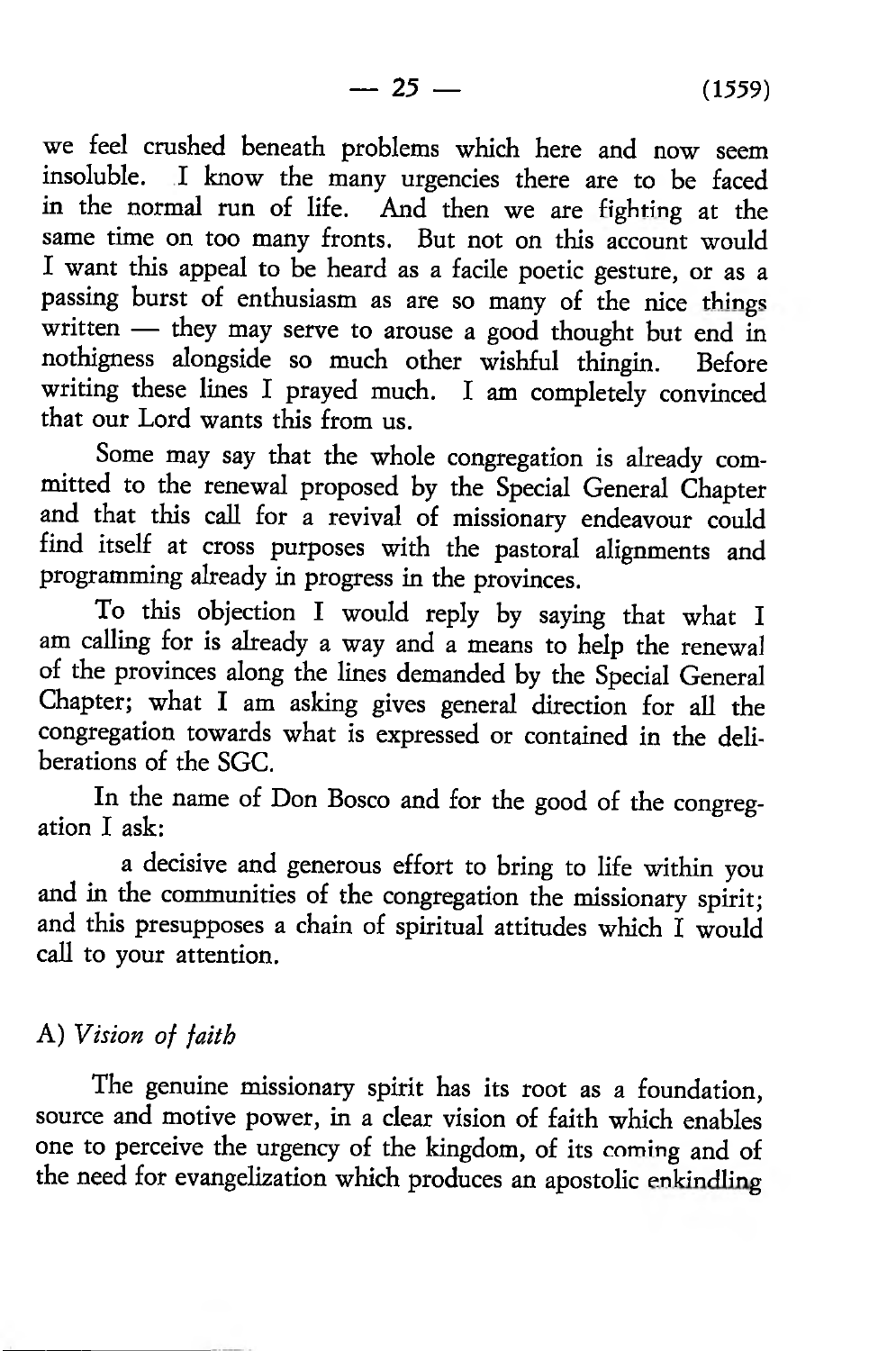we feel crushed beneath problems which here and now seem insoluble. I know the many urgencies there are to be faced in the normal run of life. And then we are fighting at the same time on too many fronts. But not on this account would I want this appeal to be heard as a facile poetic gesture, or as a passing burst of enthusiasm as are so many of the nice things written — they may serve to arouse a good thought but end in nothigness alongside so much other wishful thingin. Before writing these lines I prayed much. I am completely convinced that our Lord wants this from us.

Some may say that the whole congregation is already committed to the renewal proposed by the Special General Chapter and that this call for a revival of missionary endeavour could find itself at cross purposes with the pastoral alignments and programming already in progress in the provinces.

To this objection I would reply by saying that what I am calling for is already a way and a means to help the renewal of the provinces along the lines demanded by the Special General Chapter; what I am asking gives general direction for all the congregation towards what is expressed or contained in the deliberations of the SGC.

In the name of Don Bosco and for the good of the congregation I ask:

a decisive and generous effort to bring to life within you and in the communities of the congregation the missionary spirit; and this presupposes a chain of spiritual attitudes which I would call to your attention.

A) *Vision of faith*

The genuine missionary spirit has its root as a foundation, source and motive power, in a clear vision of faith which enables one to perceive the urgency of the kingdom, of its coming and of the need for evangelization which produces an apostolic enkindling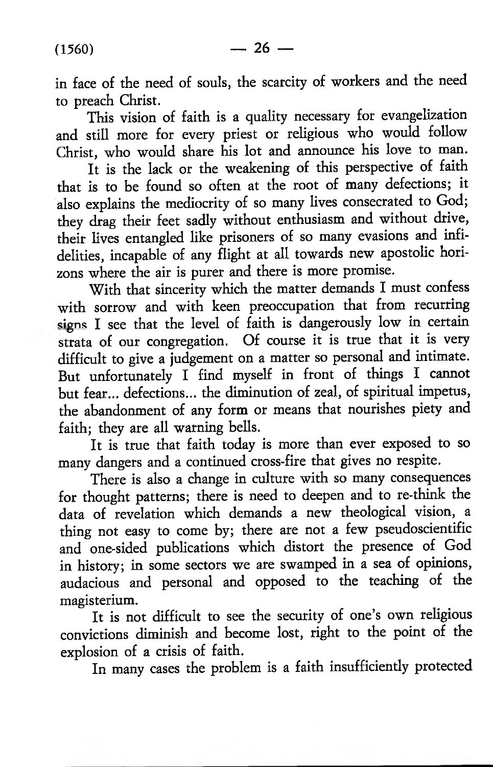in face of the need of souls, the scarcity of workers and the need to preach Christ.

This vision of faith is a quality necessary for evangelization and still more for every priest or religious who would follow Christ, who would share his lot and announce his love to man.

It is the lack or the weakening of this perspective of faith that is to be found so often at the root of many defections; it also explains the mediocrity of so many lives consecrated to God; they drag their feet sadly without enthusiasm and without drive, their lives entangled like prisoners of so many evasions and infidelities, incapable of any flight at all towards new apostolic horizons where the air is purer and there is more promise.

With that sincerity which the matter demands I must confess with sorrow and with keen preoccupation that from recurring signs I see that the level of faith is dangerously low in certain strata of our congregation. Of course it is true that it is very difficult to give a judgement on a matter so personal and intimate. But unfortunately I find myself in front of things I cannot but fear... defections... the diminution of zeal, of spiritual impetus, the abandonment of any form or means that nourishes piety and faith; they are all warning bells.

It is true that faith today is more than ever exposed to so many dangers and a continued cross-fire that gives no respite.

There is also a change in culture with so many consequences for thought patterns; there is need to deepen and to re-think the data of revelation which demands a new theological vision, a thing not easy to come by; there are not a few pseudoscientific and one-sided publications which distort the presence of God in history; in some sectors we are swamped in a sea of opinions, audacious and personal and opposed to the teaching of the magisterium.

It is not difficult to see the security of one's own religious convictions diminish and become lost, right to the point of the explosion of a crisis of faith.

In many cases the problem is a faith insufficiently protected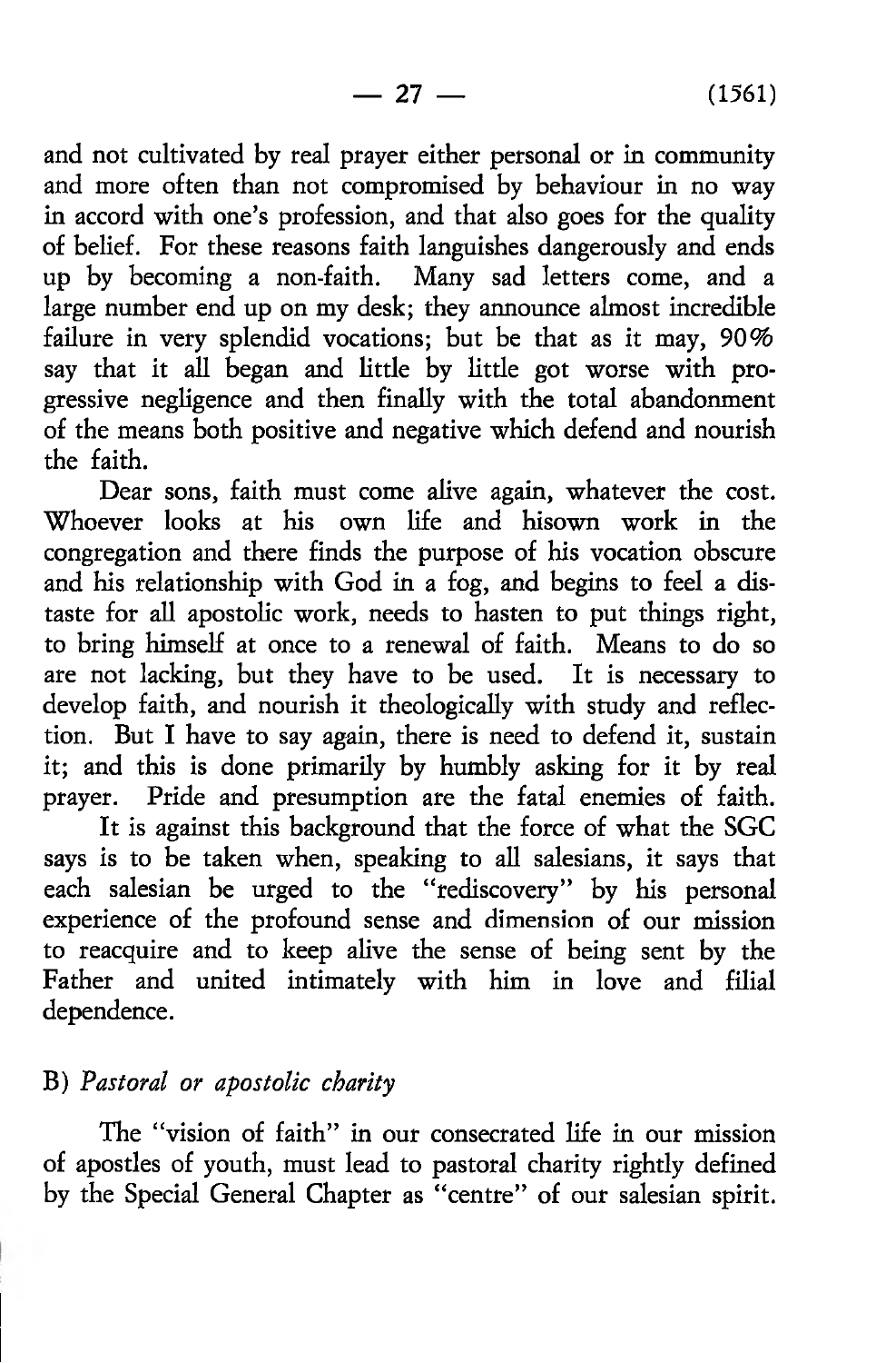and not cultivated by real prayer either personal or in community and more often than not compromised by behaviour in no way in accord with one's profession, and that also goes for the quality of belief. For these reasons faith languishes dangerously and ends up by becoming a non-faith. Many sad letters come, and a large number end up on my desk; they announce almost incredible failure in very splendid vocations; but be that as it may, 90% say that it all began and little by little got worse with progressive negligence and then finally with the total abandonment of the means both positive and negative which defend and nourish the faith.

Dear sons, faith must come alive again, whatever the cost. Whoever looks at his own life and hisown work in the congregation and there finds the purpose of his vocation obscure and his relationship with God in a fog, and begins to feel a distaste for all apostolic work, needs to hasten to put things right, to bring himself at once to a renewal of faith. Means to do so are not lacking, but they have to be used. It is necessary to develop faith, and nourish it theologically with study and reflection. But I have to say again, there is need to defend it, sustain it; and this is done primarily by humbly asking for it by real prayer. Pride and presumption are the fatal enemies of faith.

It is against this background that the force of what the SGC says is to be taken when, speaking to all salesians, it says that each salesian be urged to the "rediscovery" by his personal experience of the profound sense and dimension of our mission to reacquire and to keep alive the sense of being sent by the Father and united intimately with him in love and filial dependence.

## B) *Pastoral or apostolic charity*

The "vision of faith" in our consecrated life in our mission of apostles of youth, must lead to pastoral charity rightly defined by the Special General Chapter as "centre" of our salesian spirit.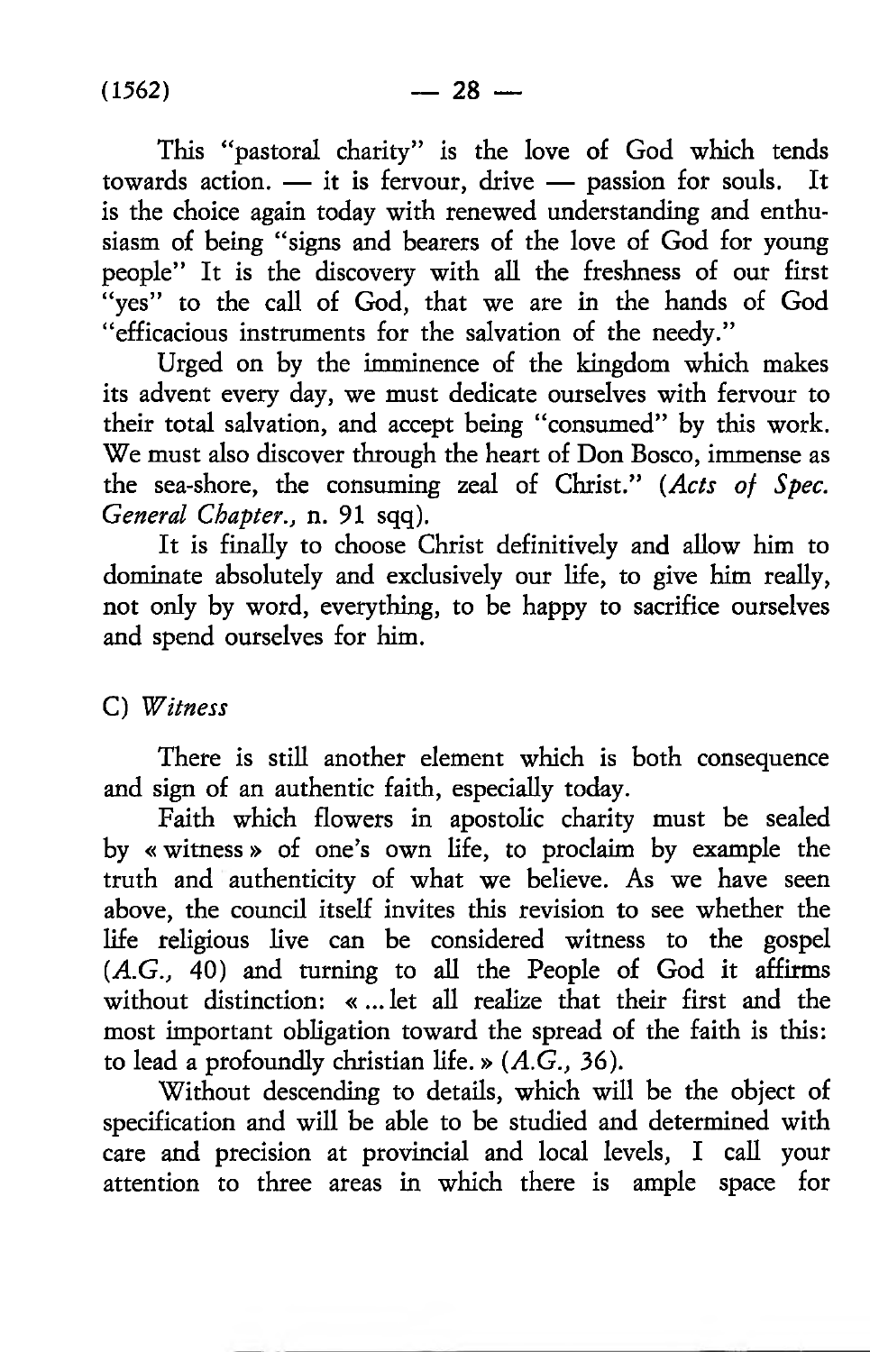This "pastoral charity" is the love of God which tends towards action. — it is fervour, drive — passion for souls. It is the choice again today with renewed understanding and enthusiasm of being "signs and bearers of the love of God for young people" It is the discovery with all the freshness of our first "yes" to the call of God, that we are in the hands of God "efficacious instruments for the salvation of the needy."

Urged on by the imminence of the kingdom which makes its advent every day, we must dedicate ourselves with fervour to their total salvation, and accept being "consumed" by this work. We must also discover through the heart of Don Bosco, immense as the sea-shore, the consuming zeal of Christ." (*Acts of Spec. General Chapter.*, n. 91 sqq).

It is finally to choose Christ definitively and allow him to dominate absolutely and exclusively our life, to give him really, not only by word, everything, to be happy to sacrifice ourselves and spend ourselves for him.

C) *Witness*

There is still another element which is both consequence and sign of an authentic faith, especially today.

Faith which flowers in apostolic charity must be sealed by « witness » of one's own life, to proclaim by example the truth and authenticity of what we believe. As we have seen above, the council itself invites this revision to see whether the life religious live can be considered witness to the gospel (*A.G.*, 40) and turning to all the People of God it affirms without distinction: « ... let all realize that their first and the most important obligation toward the spread of the faith is this: to lead a profoundly christian life. » (*A.G.*, 36).

Without descending to details, which will be the object of specification and will be able to be studied and determined with care and precision at provincial and local levels, I call your attention to three areas in which there is ample space for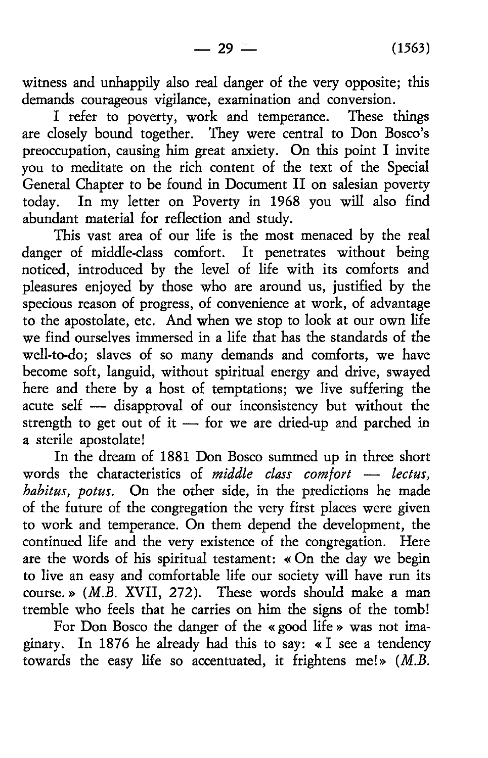witness and unhappily also real danger of the very opposite; this demands courageous vigilance, examination and conversion.

I refer to poverty, work and temperance. These things are closely bound together. They were central to Don Bosco's preoccupation, causing him great anxiety. On this point I invite you to meditate on the rich content of the text of the Special General Chapter to be found in Document II on salesian poverty today. In my letter on Poverty in 1968 you will also find abundant material for reflection and study.

This vast area of our life is the most menaced by the real danger of middle-class comfort. It penetrates without being noticed, introduced by the level of life with its comforts and pleasures enjoyed by those who are around us, justified by the specious reason of progress, of convenience at work, of advantage to the apostolate, etc. And when we stop to look at our own life we find ourselves immersed in a life that has the standards of the well-to-do; slaves of so many demands and comforts, we have become soft, languid, without spiritual energy and drive, swayed here and there by a host of temptations; we live suffering the acute self — disapproval of our inconsistency but without the strength to get out of it — for we are dried-up and parched in a sterile apostolate!

In the dream of 1881 Don Bosco summed up in three short words the characteristics of *middle class comfort* — *lectus, habitus, potus.* On the other side, in the predictions he made of the future of the congregation the very first places were given to work and temperance. On them depend the development, the continued life and the very existence of the congregation. Here are the words of his spiritual testament: « On the day we begin to live an easy and comfortable life our society will have run its course. » (*M.B.* XVII, 272). These words should make a man tremble who feels that he carries on him the signs of the tomb!

For Don Bosco the danger of the « good life » was not imaginary. In 1876 he already had this to say: « I see a tendency towards the easy life so accentuated, it frightens me!» (*M.B.*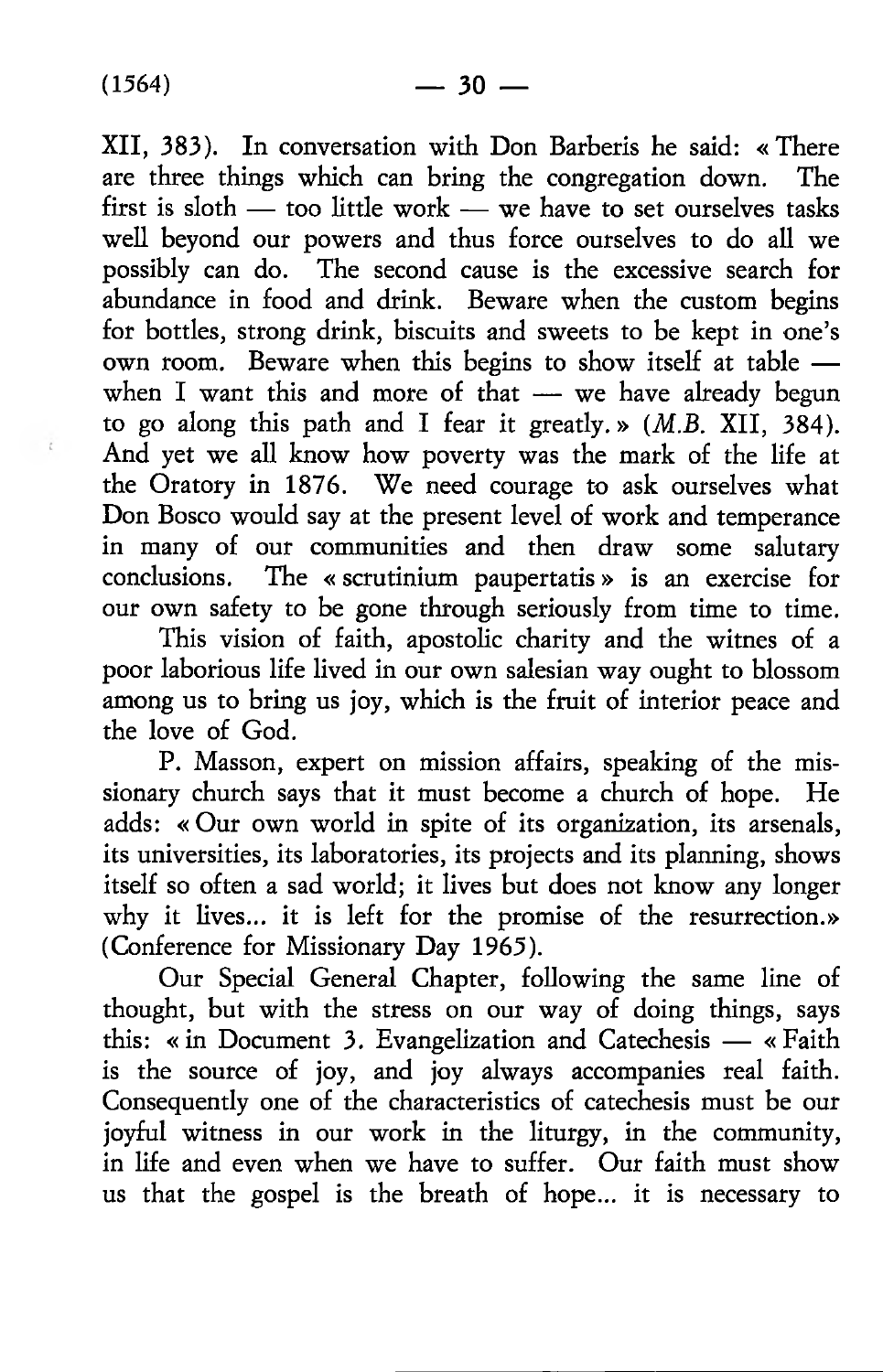XII, 383). In conversation with Don Barberis he said: « There are three things which can bring the congregation down. The first is sloth — too little work — we have to set ourselves tasks well beyond our powers and thus force ourselves to do all we possibly can do. The second cause is the excessive search for abundance in food and drink. Beware when the custom begins for bottles, strong drink, biscuits and sweets to be kept in one's own room. Beware when this begins to show itself at table — when I want this and more of that — we have already begun to go along this path and I fear it greatly. » (*M.B.* XII, 384). And yet we all know how poverty was the mark of the life at the Oratory in 1876. We need courage to ask ourselves what Don Bosco would say at the present level of work and temperance in many of our communities and then draw some salutary conclusions. The « scrutinium paupertatis » is an exercise for our own safety to be gone through seriously from time to time.

This vision of faith, apostolic charity and the witnes of a poor laborious life lived in our own salesian way ought to blossom among us to bring us joy, which is the fruit of interior peace and the love of God.

P. Masson, expert on mission affairs, speaking of the missionary church says that it must become a church of hope. He adds: « Our own world in spite of its organization, its arsenals, its universities, its laboratories, its projects and its planning, shows itself so often a sad world; it lives but does not know any longer why it lives... it is left for the promise of the resurrection.» (Conference for Missionary Day 1965).

Our Special General Chapter, following the same line of thought, but with the stress on our way of doing things, says this: « in Document 3. Evangelization and Catechesis — « Faith is the source of joy, and joy always accompanies real faith. Consequently one of the characteristics of catechesis must be our joyful witness in our work in the liturgy, in the community, in life and even when we have to suffer. Our faith must show us that the gospel is the breath of hope... it is necessary to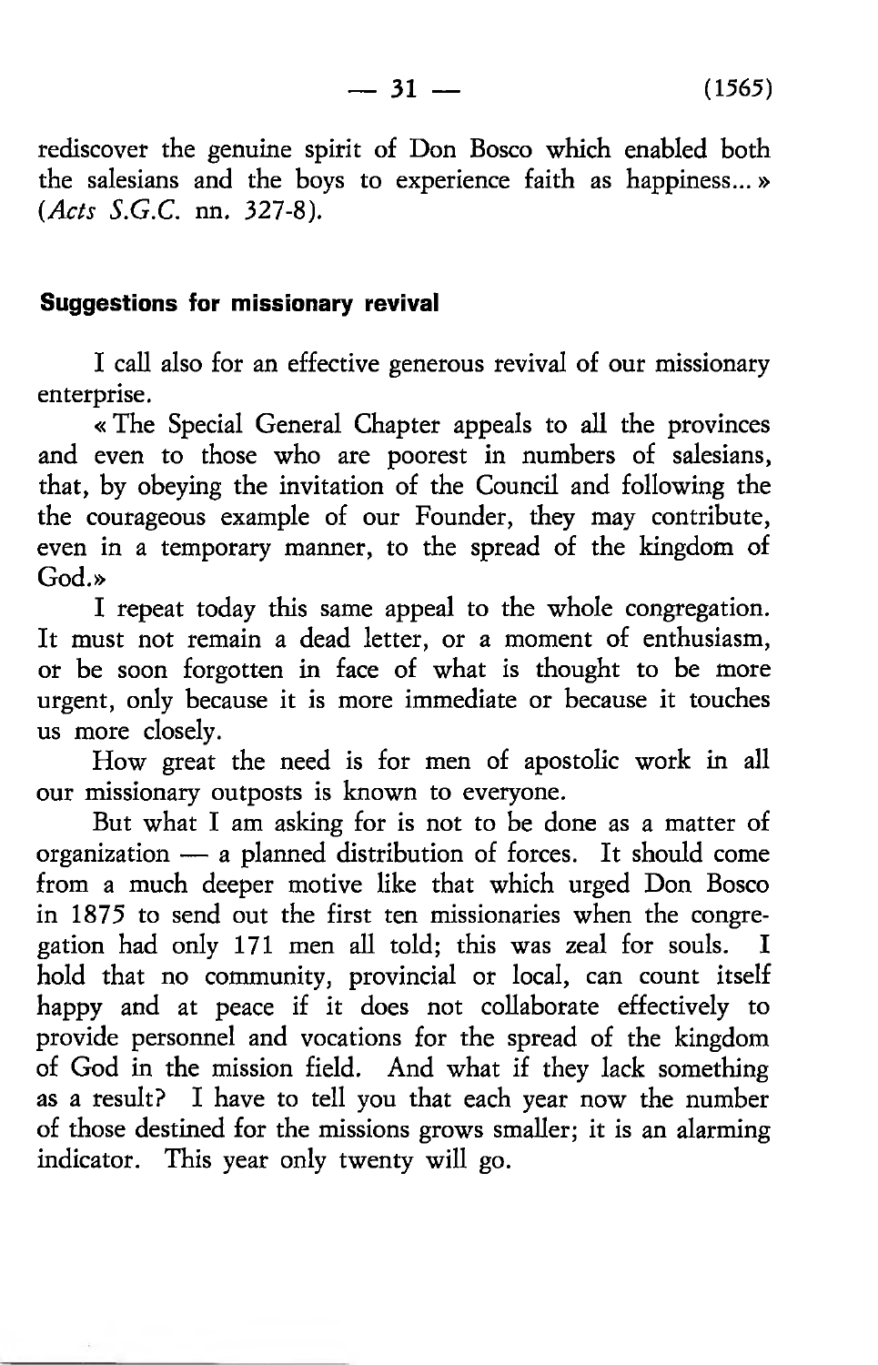rediscover the genuine spirit of Don Bosco which enabled both the salesians and the boys to experience faith as happiness... » (*Acts S.G.C.* nn. 327-8).

## Suggestions for missionary revival

I call also for an effective generous revival of our missionary enterprise.

« The Special General Chapter appeals to all the provinces and even to those who are poorest in numbers of salesians, that, by obeying the invitation of the Council and following the the courageous example of our Founder, they may contribute, even in a temporary manner, to the spread of the kingdom of God.»

I repeat today this same appeal to the whole congregation. It must not remain a dead letter, or a moment of enthusiasm, or be soon forgotten in face of what is thought to be more urgent, only because it is more immediate or because it touches us more closely.

How great the need is for men of apostolic work in all our missionary outposts is known to everyone.

But what I am asking for is not to be done as a matter of organization — a planned distribution of forces. It should come from a much deeper motive like that which urged Don Bosco in 1875 to send out the first ten missionaries when the congregation had only 171 men all told; this was zeal for souls. I hold that no community, provincial or local, can count itself happy and at peace if it does not collaborate effectively to provide personnel and vocations for the spread of the kingdom of God in the mission field. And what if they lack something as a result? I have to tell you that each year now the number of those destined for the missions grows smaller; it is an alarming indicator. This year only twenty will go.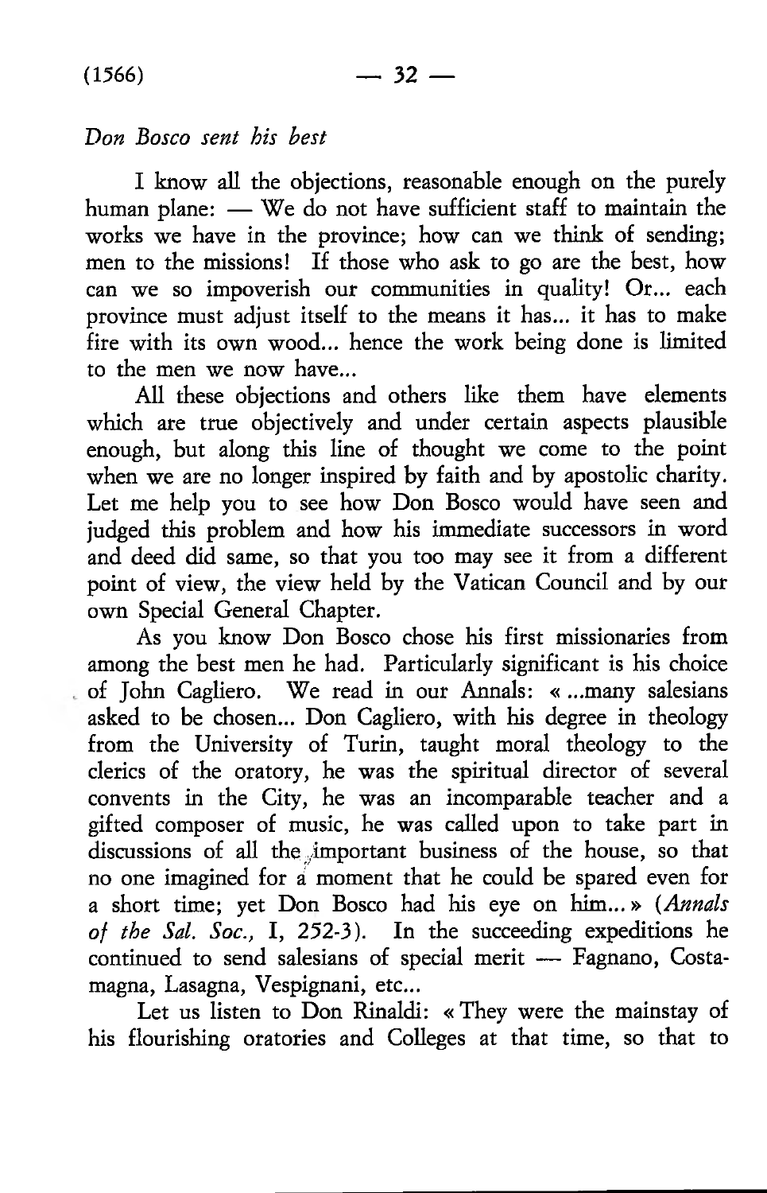*Don Bosco sent his best*

I know all the objections, reasonable enough on the purely human plane: — We do not have sufficient staff to maintain the works we have in the province; how can we think of sending; men to the missions! If those who ask to go are the best, how can we so impoverish our communities in quality! Or... each province must adjust itself to the means it has... it has to make fire with its own wood... hence the work being done is limited to the men we now have...

All these objections and others like them have elements which are true objectively and under certain aspects plausible enough, but along this line of thought we come to the point when we are no longer inspired by faith and by apostolic charity. Let me help you to see how Don Bosco would have seen and judged this problem and how his immediate successors in word and deed did same, so that you too may see it from a different point of view, the view held by the Vatican Council and by our own Special General Chapter.

As you know Don Bosco chose his first missionaries from among the best men he had. Particularly significant is his choice of John Cagliero. We read in our Annals: « ...many salesians asked to be chosen... Don Cagliero, with his degree in theology from the University of Turin, taught moral theology to the clerics of the oratory, he was the spiritual director of several convents in the City, he was an incomparable teacher and a gifted composer of music, he was called upon to take part in discussions of all the important business of the house, so that no one imagined for a moment that he could be spared even for a short time; yet Don Bosco had his eye on him... » (*Annals of the Sal. Soc.,* I, 252-3). In the succeeding expeditions he continued to send salesians of special merit — Fagnano, Costamagna, Lasagna, Vespignani, etc...

Let us listen to Don Rinaldi: « They were the mainstay of his flourishing oratories and Colleges at that time, so that to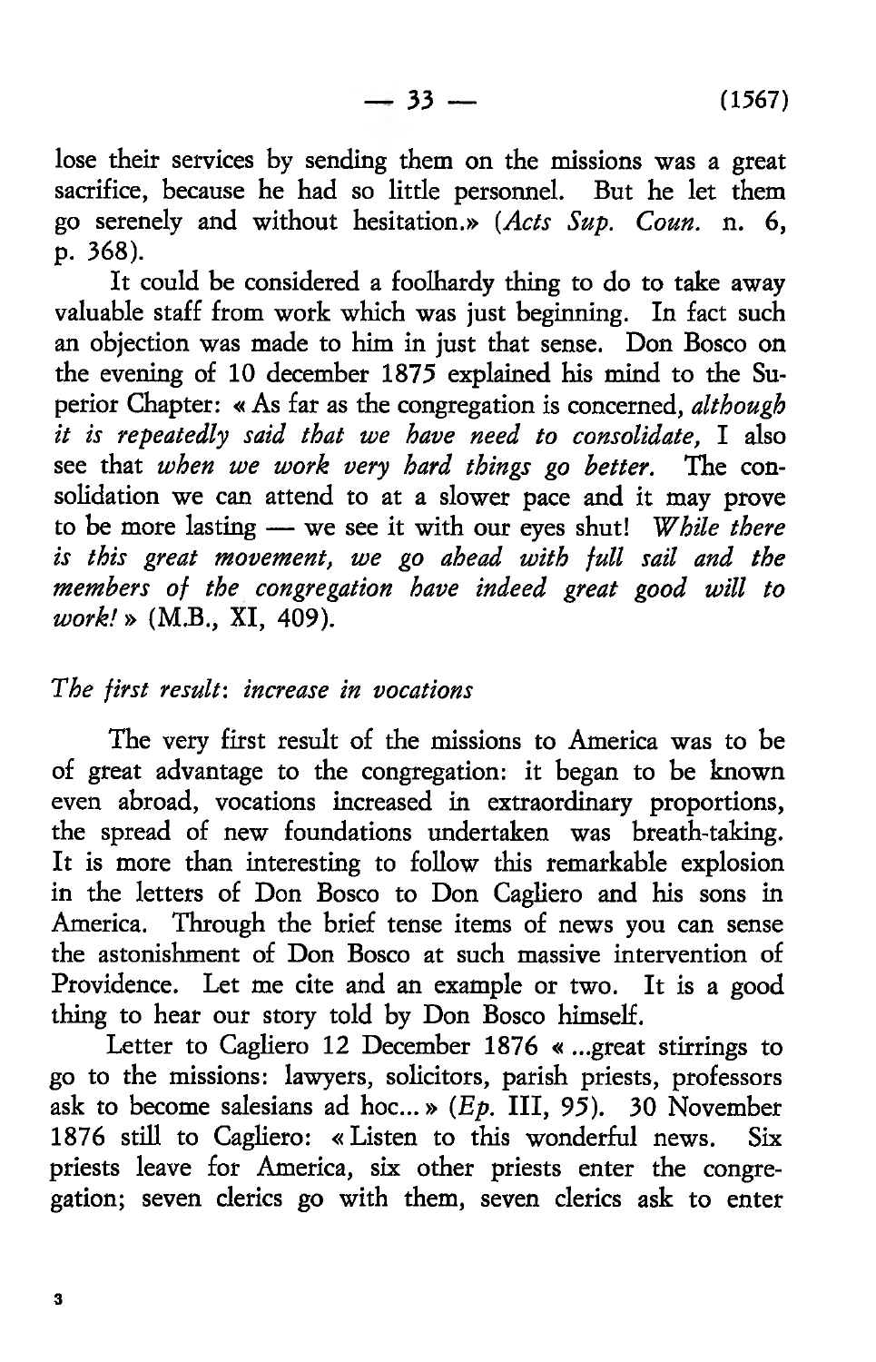lose their services by sending them on the missions was a great sacrifice, because he had so little personnel. But he let them go serenely and without hesitation.» (*Acts Sup. Coun.* n. 6, p. 368).

It could be considered a foolhardy thing to do to take away valuable staff from work which was just beginning. In fact such an objection was made to him in just that sense. Don Bosco on the evening of 10 december 1875 explained his mind to the Superior Chapter: « As far as the congregation is concerned, *although it is repeatedly said that we have need to consolidate,* I also see that *when we work very hard things go better.* The consolidation we can attend to at a slower pace and it may prove to be more lasting — we see it with our eyes shut! *While there is this great movement, we go ahead with full sail and the members of the congregation have indeed great good will to work!* » (M.B., XI, 409).

*The first result: increase in vocations*

The very first result of the missions to America was to be of great advantage to the congregation: it began to be known even abroad, vocations increased in extraordinary proportions, the spread of new foundations undertaken was breath-taking. It is more than interesting to follow this remarkable explosion in the letters of Don Bosco to Don Cagliero and his sons in America. Through the brief tense items of news you can sense the astonishment of Don Bosco at such massive intervention of Providence. Let me cite and an example or two. It is a good thing to hear our story told by Don Bosco himself.

Letter to Cagliero 12 December 1876 « ...great stirrings to go to the missions: lawyers, solicitors, parish priests, professors ask to become salesians ad hoc... » (*Ep.* III, 95). 30 November 1876 still to Cagliero: « Listen to this wonderful news. Six priests leave for America, six other priests enter the congregation; seven clerics go with them, seven clerics ask to enter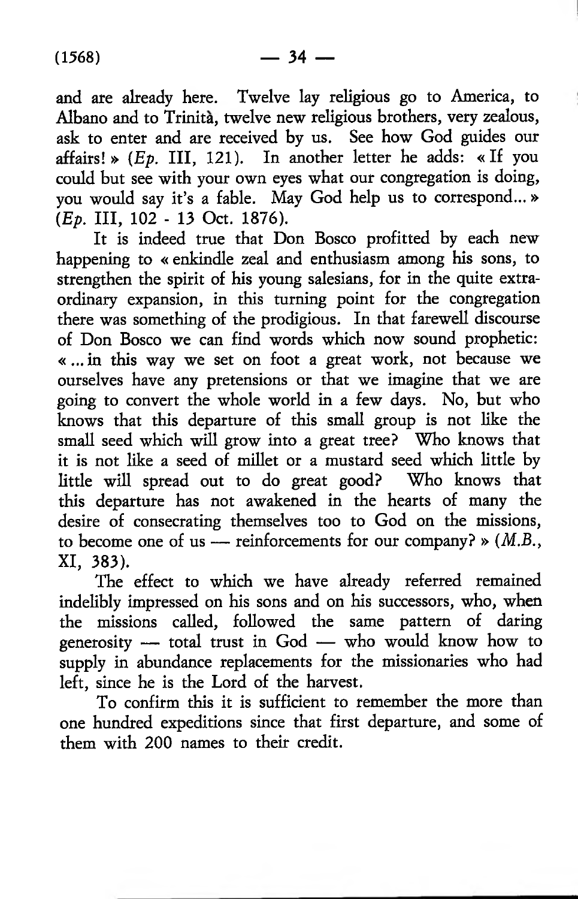and are already here. Twelve lay religious go to America, to Albano and to Trinità, twelve new religious brothers, very zealous, ask to enter and are received by us. See how God guides our affairs! » (*Ep.* III, 121). In another letter he adds: « If you could but see with your own eyes what our congregation is doing, you would say it's a fable. May God help us to correspond... » (*Ep.* III, 102 - 13 Oct. 1876).

It is indeed true that Don Bosco profitted by each new happening to « enkindle zeal and enthusiasm among his sons, to strengthen the spirit of his young salesians, for in the quite extraordinary expansion, in this turning point for the congregation there was something of the prodigious. In that farewell discourse of Don Bosco we can find words which now sound prophetic: « ... in this way we set on foot a great work, not because we ourselves have any pretensions or that we imagine that we are going to convert the whole world in a few days. No, but who knows that this departure of this small group is not like the small seed which will grow into a great tree? Who knows that it is not like a seed of millet or a mustard seed which little by little will spread out to do great good? Who knows that this departure has not awakened in the hearts of many the desire of consecrating themselves too to God on the missions, to become one of us — reinforcements for our company? » (*M.B.*, XI, 383).

The effect to which we have already referred remained indelibly impressed on his sons and on his successors, who, when the missions called, followed the same pattern of daring generosity — total trust in God — who would know how to supply in abundance replacements for the missionaries who had left, since he is the Lord of the harvest.

To confirm this it is sufficient to remember the more than one hundred expeditions since that first departure, and some of them with 200 names to their credit.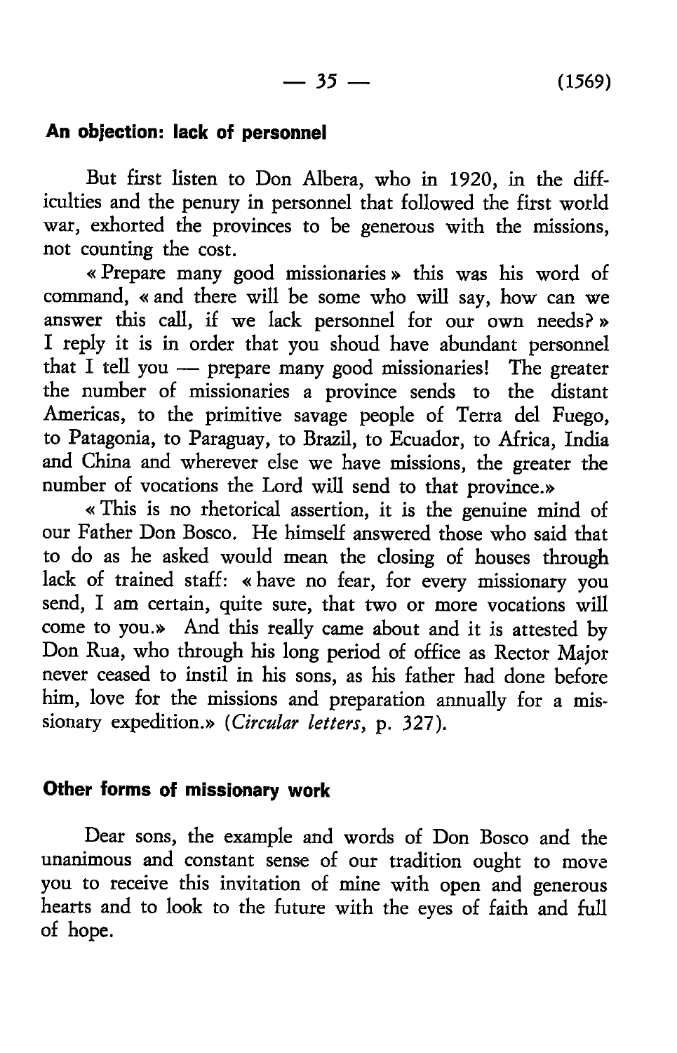### An objection: lack of personnel

But first listen to Don Albera, who in 1920, in the difficulties and the penury in personnel that followed the first world war, exhorted the provinces to be generous with the missions, not counting the cost.

« Prepare many good missionaries » this was his word of command, « and there will be some who will say, how can we answer this call, if we lack personnel for our own needs? » I reply it is in order that you shoud have abundant personnel that I tell you — prepare many good missionaries! The greater the number of missionaries a province sends to the distant Americas, to the primitive savage people of Terra del Fuego, to Patagonia, to Paraguay, to Brazil, to Ecuador, to Africa, India and China and wherever else we have missions, the greater the number of vocations the Lord will send to that province.»

« This is no rhetorical assertion, it is the genuine mind of our Father Don Bosco. He himself answered those who said that to do as he asked would mean the closing of houses through lack of trained staff: « have no fear, for every missionary you send, I am certain, quite sure, that two or more vocations will come to you.» And this really came about and it is attested by Don Rua, who through his long period of office as Rector Major never ceased to instil in his sons, as his father had done before him, love for the missions and preparation annually for a missionary expedition.» (*Circular letters*, p. 327).

### Other forms of missionary work

Dear sons, the example and words of Don Bosco and the unanimous and constant sense of our tradition ought to move you to receive this invitation of mine with open and generous hearts and to look to the future with the eyes of faith and full of hope.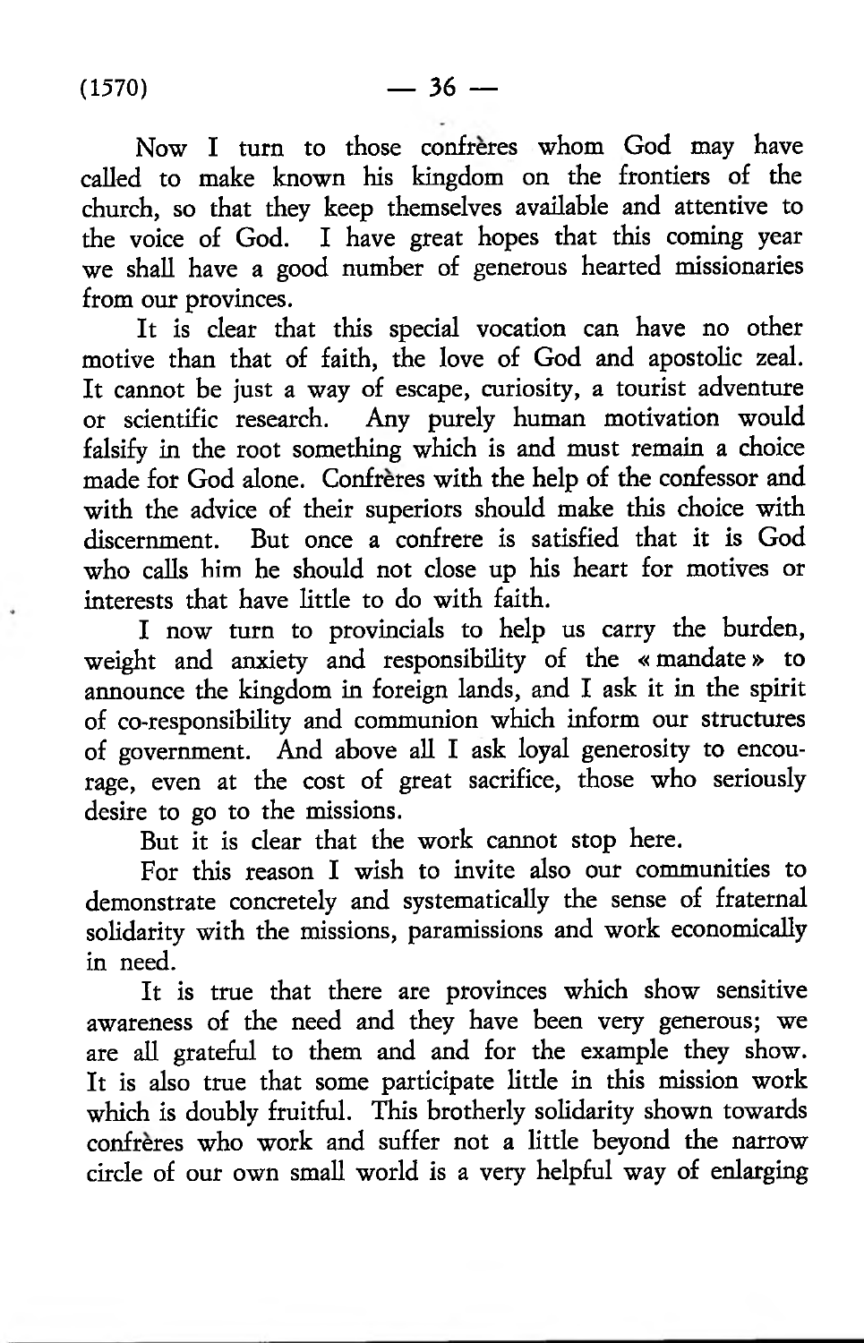Now I turn to those confrères whom God may have called to make known his kingdom on the frontiers of the church, so that they keep themselves available and attentive to the voice of God. I have great hopes that this coming year we shall have a good number of generous hearted missionaries from our provinces.

It is clear that this special vocation can have no other motive than that of faith, the love of God and apostolic zeal. It cannot be just a way of escape, curiosity, a tourist adventure or scientific research. Any purely human motivation would falsify in the root something which is and must remain a choice made for God alone. Confrères with the help of the confessor and with the advice of their superiors should make this choice with discernment. But once a confrere is satisfied that it is God who calls him he should not close up his heart for motives or interests that have little to do with faith.

I now turn to provincials to help us carry the burden, weight and anxiety and responsibility of the « mandate » to announce the kingdom in foreign lands, and I ask it in the spirit of co-responsibility and communion which inform our structures of government. And above all I ask loyal generosity to encourage, even at the cost of great sacrifice, those who seriously desire to go to the missions.

But it is clear that the work cannot stop here.

For this reason I wish to invite also our communities to demonstrate concretely and systematically the sense of fraternal solidarity with the missions, paramissions and work economically in need.

It is true that there are provinces which show sensitive awareness of the need and they have been very generous; we are all grateful to them and and for the example they show. It is also true that some participate little in this mission work which is doubly fruitful. This brotherly solidarity shown towards confrères who work and suffer not a little beyond the narrow circle of our own small world is a very helpful way of enlarging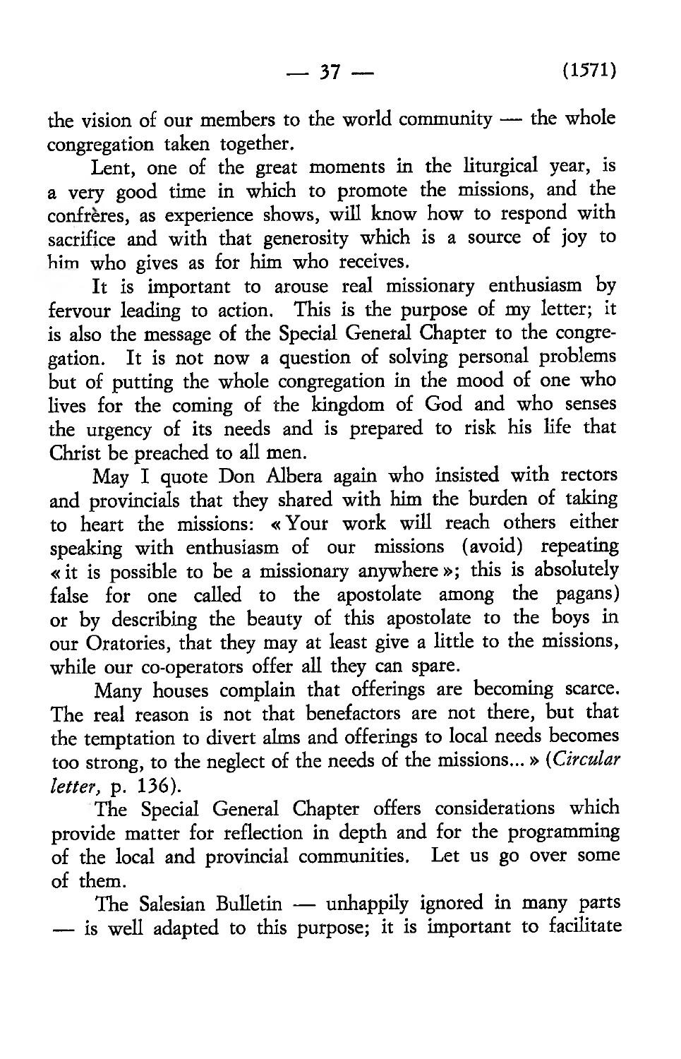the vision of our members to the world community — the whole congregation taken together.

Lent, one of the great moments in the liturgical year, is a very good time in which to promote the missions, and the confrères, as experience shows, will know how to respond with sacrifice and with that generosity which is a source of joy to him who gives as for him who receives.

It is important to arouse real missionary enthusiasm by fervour leading to action. This is the purpose of my letter; it is also the message of the Special General Chapter to the congregation. It is not now a question of solving personal problems but of putting the whole congregation in the mood of one who lives for the coming of the kingdom of God and who senses the urgency of its needs and is prepared to risk his life that Christ be preached to all men.

May I quote Don Albera again who insisted with rectors and provincials that they shared with him the burden of taking to heart the missions: « Your work will reach others either speaking with enthusiasm of our missions (avoid) repeating « it is possible to be a missionary anywhere »; this is absolutely false for one called to the apostolate among the pagans) or by describing the beauty of this apostolate to the boys in our Oratories, that they may at least give a little to the missions, while our co-operators offer all they can spare.

Many houses complain that offerings are becoming scarce. The real reason is not that benefactors are not there, but that the temptation to divert alms and offerings to local needs becomes too strong, to the neglect of the needs of the missions... » (*Circular letter*, p. 136).

The Special General Chapter offers considerations which provide matter for reflection in depth and for the programming of the local and provincial communities. Let us go over some of them.

The Salesian Bulletin — unhappily ignored in many parts — is well adapted to this purpose; it is important to facilitate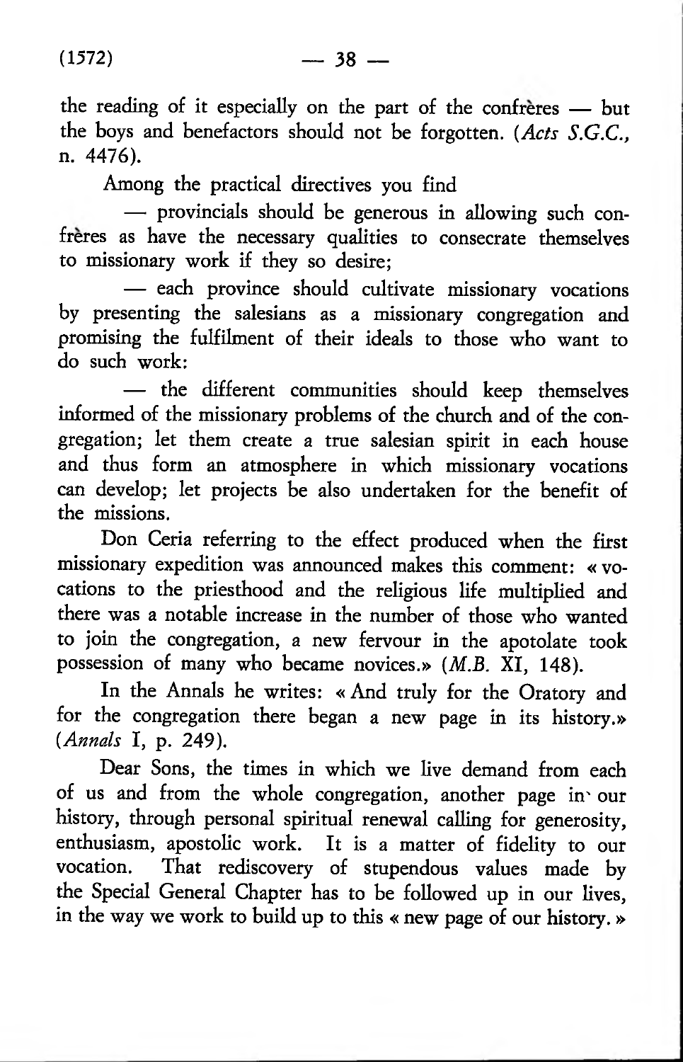the reading of it especially on the part of the confrères — but the boys and benefactors should not be forgotten. (*Acts S.G.C.*, n. 4476).

Among the practical directives you find

— provincials should be generous in allowing such confrères as have the necessary qualities to consecrate themselves to missionary work if they so desire;

— each province should cultivate missionary vocations by presenting the salesians as a missionary congregation and promising the fulfilment of their ideals to those who want to do such work:

— the different communities should keep themselves informed of the missionary problems of the church and of the congregation; let them create a true salesian spirit in each house and thus form an atmosphere in which missionary vocations can develop; let projects be also undertaken for the benefit of the missions.

Don Ceria referring to the effect produced when the first missionary expedition was announced makes this comment: « vocations to the priesthood and the religious life multiplied and there was a notable increase in the number of those who wanted to join the congregation, a new fervour in the apotolate took possession of many who became novices.» (*M.B.* XI, 148).

In the Annals he writes: « And truly for the Oratory and for the congregation there began a new page in its history.» (*Annals* I, p. 249).

Dear Sons, the times in which we live demand from each of us and from the whole congregation, another page in our history, through personal spiritual renewal calling for generosity, enthusiasm, apostolic work. It is a matter of fidelity to our vocation. That rediscovery of stupendous values made by the Special General Chapter has to be followed up in our lives, in the way we work to build up to this « new page of our history. »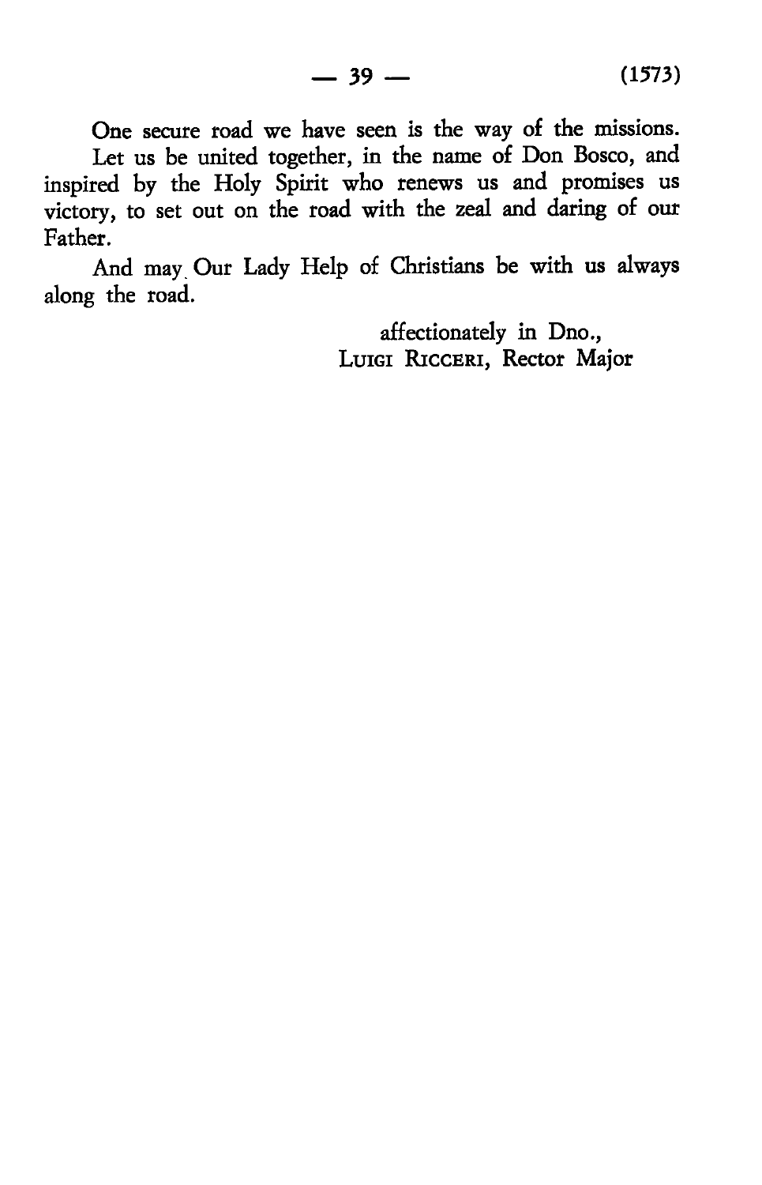One secure road we have seen is the way of the missions.

Let us be united together, in the name of Don Bosco, and inspired by the Holy Spirit who renews us and promises us victory, to set out on the road with the zeal and daring of our Father.

And may Our Lady Help of Christians be with us always along the road.

affectionately in Dno.,
LUIGI RICCERI, Rector Major